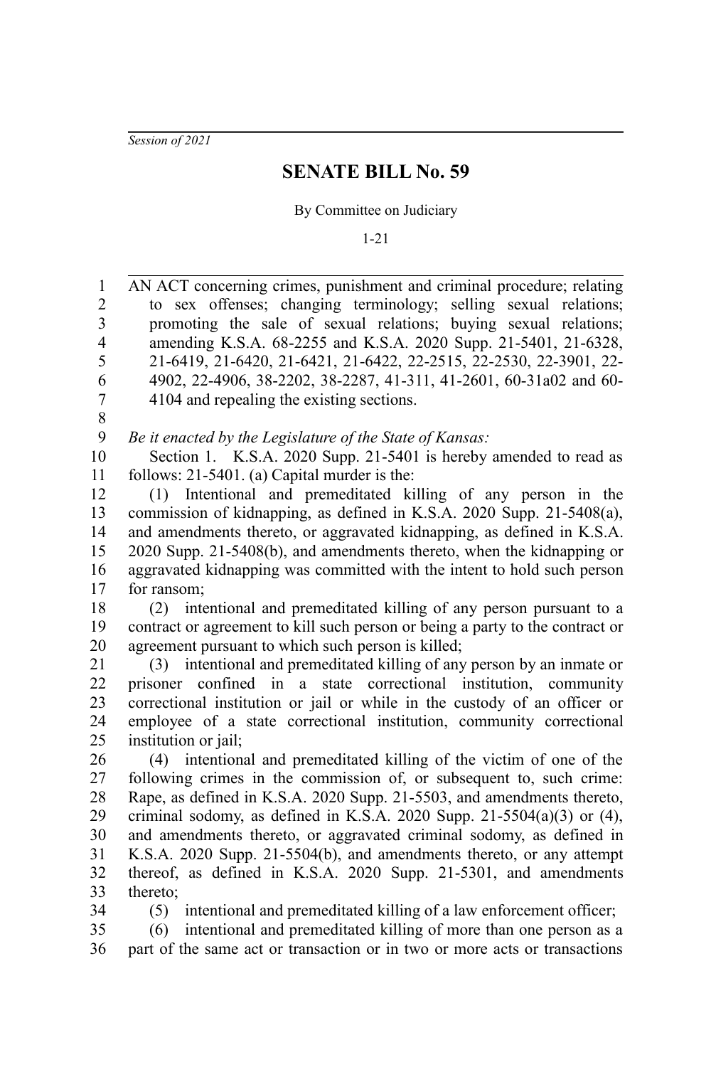*Session of 2021*

# SENATE BILL No. 59

By Committee on Judiciary

1-21

AN ACT concerning crimes, punishment and criminal procedure; relating to sex offenses; changing terminology; selling sexual relations; promoting the sale of sexual relations; buying sexual relations; amending K.S.A. 68-2255 and K.S.A. 2020 Supp. 21-5401, 21-6328, 21-6419, 21-6420, 21-6421, 21-6422, 22-2515, 22-2530, 22-3901, 22-4902, 22-4906, 38-2202, 38-2287, 41-311, 41-2601, 60-31a02 and 60-4104 and repealing the existing sections.

*Be it enacted by the Legislature of the State of Kansas:*

Section 1. K.S.A. 2020 Supp. 21-5401 is hereby amended to read as follows: 21-5401. (a) Capital murder is the:

(1) Intentional and premeditated killing of any person in the commission of kidnapping, as defined in K.S.A. 2020 Supp. 21-5408(a), and amendments thereto, or aggravated kidnapping, as defined in K.S.A. 2020 Supp. 21-5408(b), and amendments thereto, when the kidnapping or aggravated kidnapping was committed with the intent to hold such person for ransom;

(2) intentional and premeditated killing of any person pursuant to a contract or agreement to kill such person or being a party to the contract or agreement pursuant to which such person is killed;

(3) intentional and premeditated killing of any person by an inmate or prisoner confined in a state correctional institution, community correctional institution or jail or while in the custody of an officer or employee of a state correctional institution, community correctional institution or jail;

(4) intentional and premeditated killing of the victim of one of the following crimes in the commission of, or subsequent to, such crime: Rape, as defined in K.S.A. 2020 Supp. 21-5503, and amendments thereto, criminal sodomy, as defined in K.S.A. 2020 Supp. 21-5504(a)(3) or (4), and amendments thereto, or aggravated criminal sodomy, as defined in K.S.A. 2020 Supp. 21-5504(b), and amendments thereto, or any attempt thereof, as defined in K.S.A. 2020 Supp. 21-5301, and amendments thereto;

(5) intentional and premeditated killing of a law enforcement officer;

(6) intentional and premeditated killing of more than one person as a part of the same act or transaction or in two or more acts or transactions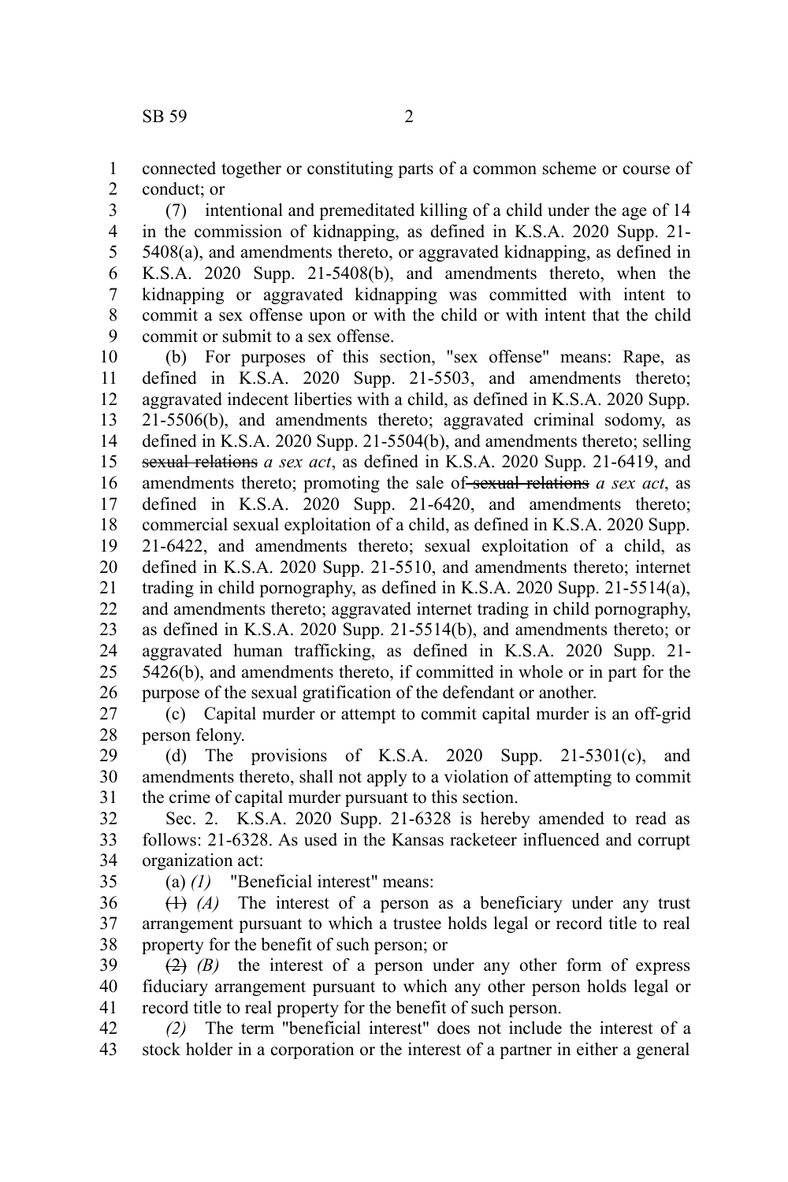connected together or constituting parts of a common scheme or course of conduct; or

(7) intentional and premeditated killing of a child under the age of 14 in the commission of kidnapping, as defined in K.S.A. 2020 Supp. 21-5408(a), and amendments thereto, or aggravated kidnapping, as defined in K.S.A. 2020 Supp. 21-5408(b), and amendments thereto, when the kidnapping or aggravated kidnapping was committed with intent to commit a sex offense upon or with the child or with intent that the child commit or submit to a sex offense.

(b) For purposes of this section, "sex offense" means: Rape, as defined in K.S.A. 2020 Supp. 21-5503, and amendments thereto; aggravated indecent liberties with a child, as defined in K.S.A. 2020 Supp. 21-5506(b), and amendments thereto; aggravated criminal sodomy, as defined in K.S.A. 2020 Supp. 21-5504(b), and amendments thereto; selling ~~sexual relations~~ *a sex act*, as defined in K.S.A. 2020 Supp. 21-6419, and amendments thereto; promoting the sale of ~~sexual relations~~ *a sex act*, as defined in K.S.A. 2020 Supp. 21-6420, and amendments thereto; commercial sexual exploitation of a child, as defined in K.S.A. 2020 Supp. 21-6422, and amendments thereto; sexual exploitation of a child, as defined in K.S.A. 2020 Supp. 21-5510, and amendments thereto; internet trading in child pornography, as defined in K.S.A. 2020 Supp. 21-5514(a), and amendments thereto; aggravated internet trading in child pornography, as defined in K.S.A. 2020 Supp. 21-5514(b), and amendments thereto; or aggravated human trafficking, as defined in K.S.A. 2020 Supp. 21-5426(b), and amendments thereto, if committed in whole or in part for the purpose of the sexual gratification of the defendant or another.

(c) Capital murder or attempt to commit capital murder is an off-grid person felony.

(d) The provisions of K.S.A. 2020 Supp. 21-5301(c), and amendments thereto, shall not apply to a violation of attempting to commit the crime of capital murder pursuant to this section.

Sec. 2. K.S.A. 2020 Supp. 21-6328 is hereby amended to read as follows: 21-6328. As used in the Kansas racketeer influenced and corrupt organization act:

(a) *(1)* "Beneficial interest" means:

~~(1)~~ *(A)* The interest of a person as a beneficiary under any trust arrangement pursuant to which a trustee holds legal or record title to real property for the benefit of such person; or

~~(2)~~ *(B)* the interest of a person under any other form of express fiduciary arrangement pursuant to which any other person holds legal or record title to real property for the benefit of such person.

*(2)* The term "beneficial interest" does not include the interest of a stock holder in a corporation or the interest of a partner in either a general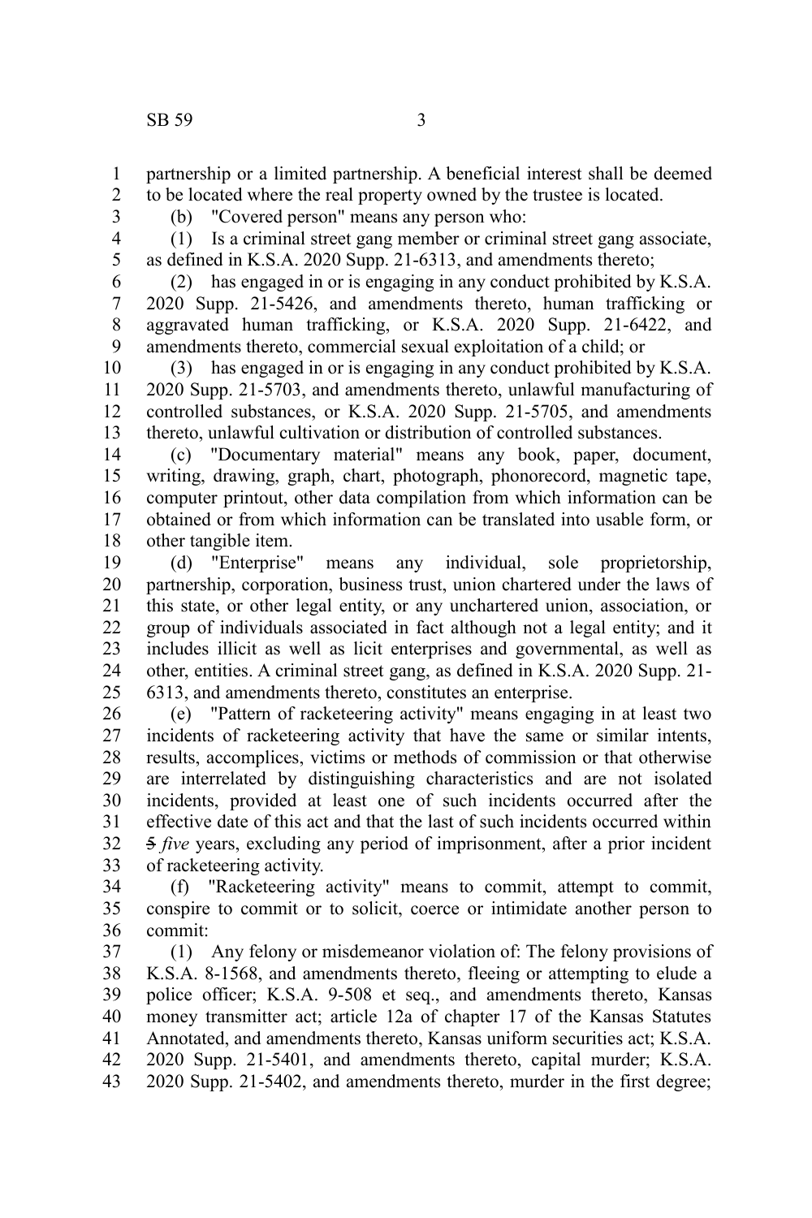partnership or a limited partnership. A beneficial interest shall be deemed to be located where the real property owned by the trustee is located.

(b) "Covered person" means any person who:

(1) Is a criminal street gang member or criminal street gang associate, as defined in K.S.A. 2020 Supp. 21-6313, and amendments thereto;

(2) has engaged in or is engaging in any conduct prohibited by K.S.A. 2020 Supp. 21-5426, and amendments thereto, human trafficking or aggravated human trafficking, or K.S.A. 2020 Supp. 21-6422, and amendments thereto, commercial sexual exploitation of a child; or

(3) has engaged in or is engaging in any conduct prohibited by K.S.A. 2020 Supp. 21-5703, and amendments thereto, unlawful manufacturing of controlled substances, or K.S.A. 2020 Supp. 21-5705, and amendments thereto, unlawful cultivation or distribution of controlled substances.

(c) "Documentary material" means any book, paper, document, writing, drawing, graph, chart, photograph, phonorecord, magnetic tape, computer printout, other data compilation from which information can be obtained or from which information can be translated into usable form, or other tangible item.

(d) "Enterprise" means any individual, sole proprietorship, partnership, corporation, business trust, union chartered under the laws of this state, or other legal entity, or any unchartered union, association, or group of individuals associated in fact although not a legal entity; and it includes illicit as well as licit enterprises and governmental, as well as other, entities. A criminal street gang, as defined in K.S.A. 2020 Supp. 21-6313, and amendments thereto, constitutes an enterprise.

(e) "Pattern of racketeering activity" means engaging in at least two incidents of racketeering activity that have the same or similar intents, results, accomplices, victims or methods of commission or that otherwise are interrelated by distinguishing characteristics and are not isolated incidents, provided at least one of such incidents occurred after the effective date of this act and that the last of such incidents occurred within ~~5~~ *five* years, excluding any period of imprisonment, after a prior incident of racketeering activity.

(f) "Racketeering activity" means to commit, attempt to commit, conspire to commit or to solicit, coerce or intimidate another person to commit:

(1) Any felony or misdemeanor violation of: The felony provisions of K.S.A. 8-1568, and amendments thereto, fleeing or attempting to elude a police officer; K.S.A. 9-508 et seq., and amendments thereto, Kansas money transmitter act; article 12a of chapter 17 of the Kansas Statutes Annotated, and amendments thereto, Kansas uniform securities act; K.S.A. 2020 Supp. 21-5401, and amendments thereto, capital murder; K.S.A. 2020 Supp. 21-5402, and amendments thereto, murder in the first degree;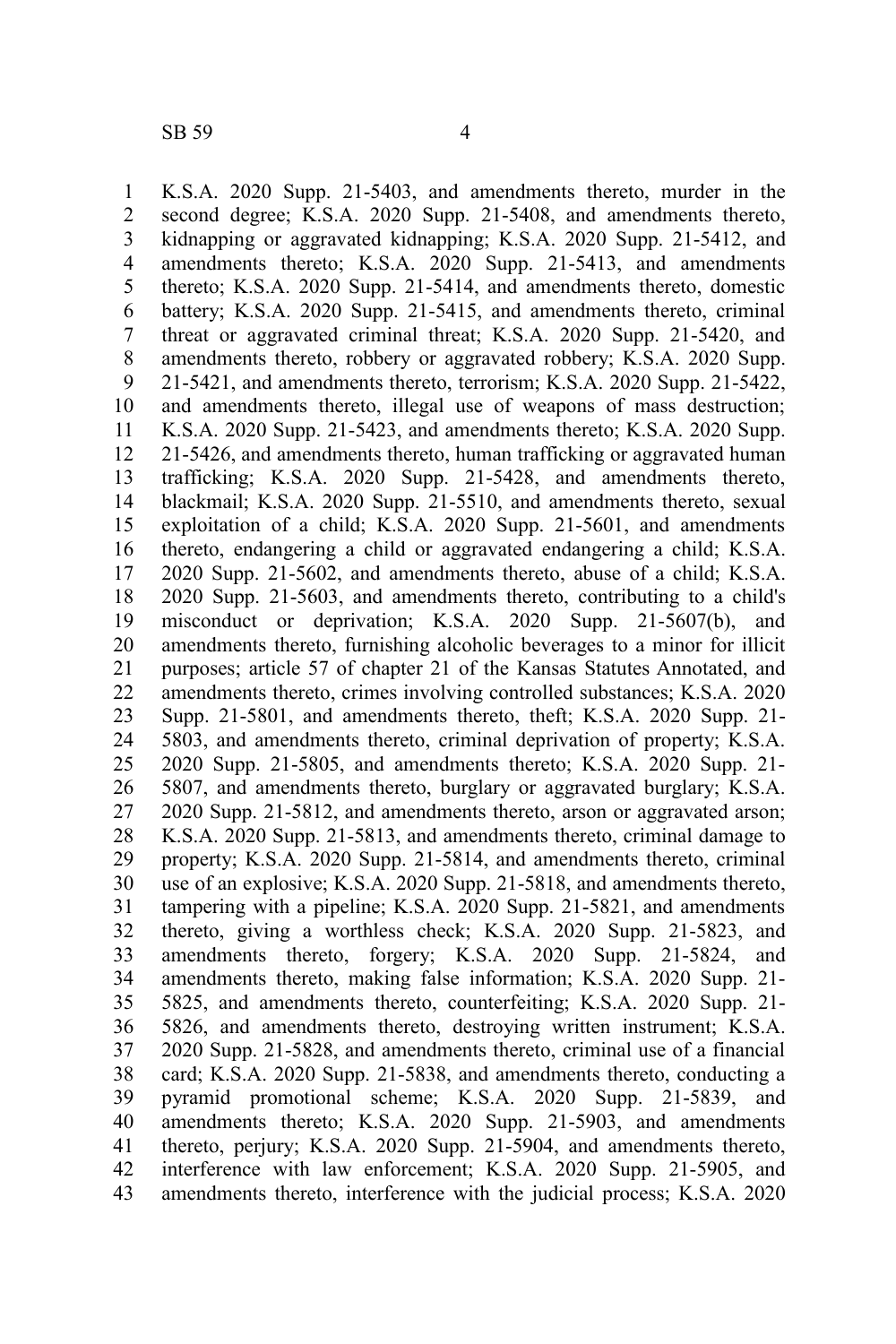K.S.A. 2020 Supp. 21-5403, and amendments thereto, murder in the second degree; K.S.A. 2020 Supp. 21-5408, and amendments thereto, kidnapping or aggravated kidnapping; K.S.A. 2020 Supp. 21-5412, and amendments thereto; K.S.A. 2020 Supp. 21-5413, and amendments thereto; K.S.A. 2020 Supp. 21-5414, and amendments thereto, domestic battery; K.S.A. 2020 Supp. 21-5415, and amendments thereto, criminal threat or aggravated criminal threat; K.S.A. 2020 Supp. 21-5420, and amendments thereto, robbery or aggravated robbery; K.S.A. 2020 Supp. 21-5421, and amendments thereto, terrorism; K.S.A. 2020 Supp. 21-5422, and amendments thereto, illegal use of weapons of mass destruction; K.S.A. 2020 Supp. 21-5423, and amendments thereto; K.S.A. 2020 Supp. 21-5426, and amendments thereto, human trafficking or aggravated human trafficking; K.S.A. 2020 Supp. 21-5428, and amendments thereto, blackmail; K.S.A. 2020 Supp. 21-5510, and amendments thereto, sexual exploitation of a child; K.S.A. 2020 Supp. 21-5601, and amendments thereto, endangering a child or aggravated endangering a child; K.S.A. 2020 Supp. 21-5602, and amendments thereto, abuse of a child; K.S.A. 2020 Supp. 21-5603, and amendments thereto, contributing to a child's misconduct or deprivation; K.S.A. 2020 Supp. 21-5607(b), and amendments thereto, furnishing alcoholic beverages to a minor for illicit purposes; article 57 of chapter 21 of the Kansas Statutes Annotated, and amendments thereto, crimes involving controlled substances; K.S.A. 2020 Supp. 21-5801, and amendments thereto, theft; K.S.A. 2020 Supp. 21-5803, and amendments thereto, criminal deprivation of property; K.S.A. 2020 Supp. 21-5805, and amendments thereto; K.S.A. 2020 Supp. 21-5807, and amendments thereto, burglary or aggravated burglary; K.S.A. 2020 Supp. 21-5812, and amendments thereto, arson or aggravated arson; K.S.A. 2020 Supp. 21-5813, and amendments thereto, criminal damage to property; K.S.A. 2020 Supp. 21-5814, and amendments thereto, criminal use of an explosive; K.S.A. 2020 Supp. 21-5818, and amendments thereto, tampering with a pipeline; K.S.A. 2020 Supp. 21-5821, and amendments thereto, giving a worthless check; K.S.A. 2020 Supp. 21-5823, and amendments thereto, forgery; K.S.A. 2020 Supp. 21-5824, and amendments thereto, making false information; K.S.A. 2020 Supp. 21-5825, and amendments thereto, counterfeiting; K.S.A. 2020 Supp. 21-5826, and amendments thereto, destroying written instrument; K.S.A. 2020 Supp. 21-5828, and amendments thereto, criminal use of a financial card; K.S.A. 2020 Supp. 21-5838, and amendments thereto, conducting a pyramid promotional scheme; K.S.A. 2020 Supp. 21-5839, and amendments thereto; K.S.A. 2020 Supp. 21-5903, and amendments thereto, perjury; K.S.A. 2020 Supp. 21-5904, and amendments thereto, interference with law enforcement; K.S.A. 2020 Supp. 21-5905, and amendments thereto, interference with the judicial process; K.S.A. 2020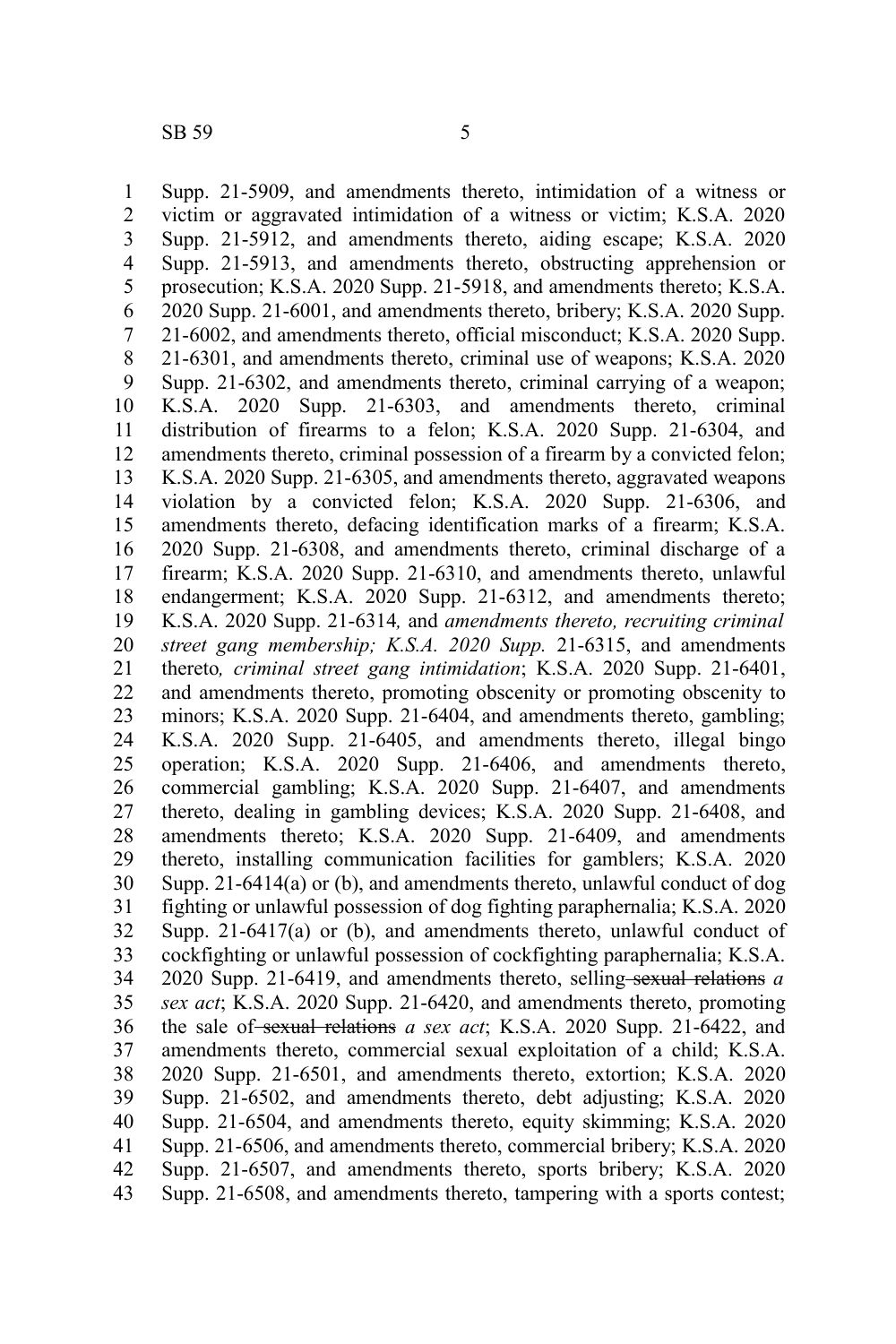Supp. 21-5909, and amendments thereto, intimidation of a witness or victim or aggravated intimidation of a witness or victim; K.S.A. 2020 Supp. 21-5912, and amendments thereto, aiding escape; K.S.A. 2020 Supp. 21-5913, and amendments thereto, obstructing apprehension or prosecution; K.S.A. 2020 Supp. 21-5918, and amendments thereto; K.S.A. 2020 Supp. 21-6001, and amendments thereto, bribery; K.S.A. 2020 Supp. 21-6002, and amendments thereto, official misconduct; K.S.A. 2020 Supp. 21-6301, and amendments thereto, criminal use of weapons; K.S.A. 2020 Supp. 21-6302, and amendments thereto, criminal carrying of a weapon; K.S.A. 2020 Supp. 21-6303, and amendments thereto, criminal distribution of firearms to a felon; K.S.A. 2020 Supp. 21-6304, and amendments thereto, criminal possession of a firearm by a convicted felon; K.S.A. 2020 Supp. 21-6305, and amendments thereto, aggravated weapons violation by a convicted felon; K.S.A. 2020 Supp. 21-6306, and amendments thereto, defacing identification marks of a firearm; K.S.A. 2020 Supp. 21-6308, and amendments thereto, criminal discharge of a firearm; K.S.A. 2020 Supp. 21-6310, and amendments thereto, unlawful endangerment; K.S.A. 2020 Supp. 21-6312, and amendments thereto; K.S.A. 2020 Supp. 21-6314*,* and *amendments thereto, recruiting criminal street gang membership; K.S.A. 2020 Supp.* 21-6315, and amendments thereto*, criminal street gang intimidation*; K.S.A. 2020 Supp. 21-6401, and amendments thereto, promoting obscenity or promoting obscenity to minors; K.S.A. 2020 Supp. 21-6404, and amendments thereto, gambling; K.S.A. 2020 Supp. 21-6405, and amendments thereto, illegal bingo operation; K.S.A. 2020 Supp. 21-6406, and amendments thereto, commercial gambling; K.S.A. 2020 Supp. 21-6407, and amendments thereto, dealing in gambling devices; K.S.A. 2020 Supp. 21-6408, and amendments thereto; K.S.A. 2020 Supp. 21-6409, and amendments thereto, installing communication facilities for gamblers; K.S.A. 2020 Supp. 21-6414(a) or (b), and amendments thereto, unlawful conduct of dog fighting or unlawful possession of dog fighting paraphernalia; K.S.A. 2020 Supp. 21-6417(a) or (b), and amendments thereto, unlawful conduct of cockfighting or unlawful possession of cockfighting paraphernalia; K.S.A. 2020 Supp. 21-6419, and amendments thereto, selling ~~sexual relations~~ *a sex act*; K.S.A. 2020 Supp. 21-6420, and amendments thereto, promoting the sale of ~~sexual relations~~ *a sex act*; K.S.A. 2020 Supp. 21-6422, and amendments thereto, commercial sexual exploitation of a child; K.S.A. 2020 Supp. 21-6501, and amendments thereto, extortion; K.S.A. 2020 Supp. 21-6502, and amendments thereto, debt adjusting; K.S.A. 2020 Supp. 21-6504, and amendments thereto, equity skimming; K.S.A. 2020 Supp. 21-6506, and amendments thereto, commercial bribery; K.S.A. 2020 Supp. 21-6507, and amendments thereto, sports bribery; K.S.A. 2020 Supp. 21-6508, and amendments thereto, tampering with a sports contest;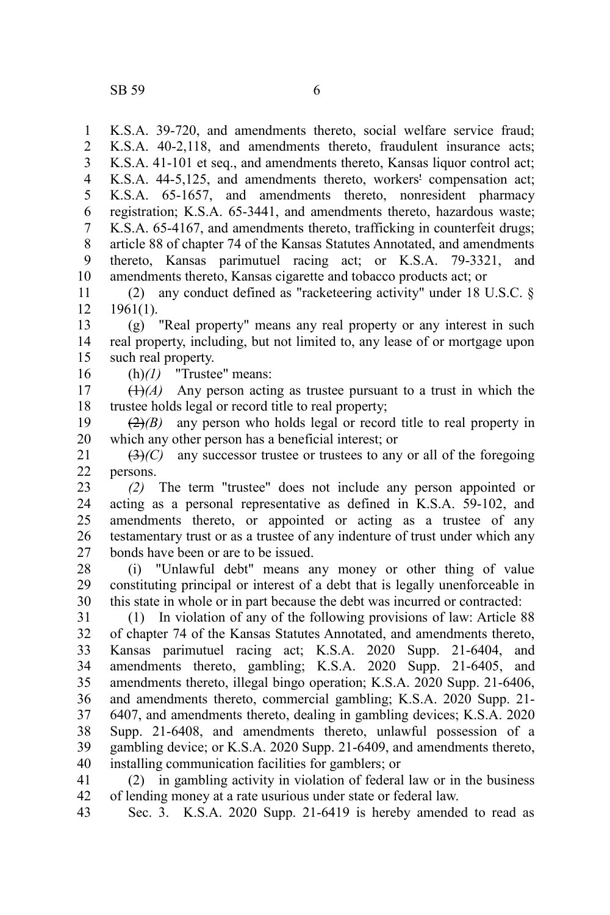K.S.A. 39-720, and amendments thereto, social welfare service fraud; K.S.A. 40-2,118, and amendments thereto, fraudulent insurance acts; K.S.A. 41-101 et seq., and amendments thereto, Kansas liquor control act; K.S.A. 44-5,125, and amendments thereto, workers' compensation act; K.S.A. 65-1657, and amendments thereto, nonresident pharmacy registration; K.S.A. 65-3441, and amendments thereto, hazardous waste; K.S.A. 65-4167, and amendments thereto, trafficking in counterfeit drugs; article 88 of chapter 74 of the Kansas Statutes Annotated, and amendments thereto, Kansas parimutuel racing act; or K.S.A. 79-3321, and amendments thereto, Kansas cigarette and tobacco products act; or

(2) any conduct defined as "racketeering activity" under 18 U.S.C. § 1961(1).

(g) "Real property" means any real property or any interest in such real property, including, but not limited to, any lease of or mortgage upon such real property.

(h)*(1)* "Trustee" means:

~~(1)~~*(A)* Any person acting as trustee pursuant to a trust in which the trustee holds legal or record title to real property;

~~(2)~~*(B)* any person who holds legal or record title to real property in which any other person has a beneficial interest; or

~~(3)~~*(C)* any successor trustee or trustees to any or all of the foregoing persons.

*(2)* The term "trustee" does not include any person appointed or acting as a personal representative as defined in K.S.A. 59-102, and amendments thereto, or appointed or acting as a trustee of any testamentary trust or as a trustee of any indenture of trust under which any bonds have been or are to be issued.

(i) "Unlawful debt" means any money or other thing of value constituting principal or interest of a debt that is legally unenforceable in this state in whole or in part because the debt was incurred or contracted:

(1) In violation of any of the following provisions of law: Article 88 of chapter 74 of the Kansas Statutes Annotated, and amendments thereto, Kansas parimutuel racing act; K.S.A. 2020 Supp. 21-6404, and amendments thereto, gambling; K.S.A. 2020 Supp. 21-6405, and amendments thereto, illegal bingo operation; K.S.A. 2020 Supp. 21-6406, and amendments thereto, commercial gambling; K.S.A. 2020 Supp. 21-6407, and amendments thereto, dealing in gambling devices; K.S.A. 2020 Supp. 21-6408, and amendments thereto, unlawful possession of a gambling device; or K.S.A. 2020 Supp. 21-6409, and amendments thereto, installing communication facilities for gamblers; or

(2) in gambling activity in violation of federal law or in the business of lending money at a rate usurious under state or federal law.

Sec. 3. K.S.A. 2020 Supp. 21-6419 is hereby amended to read as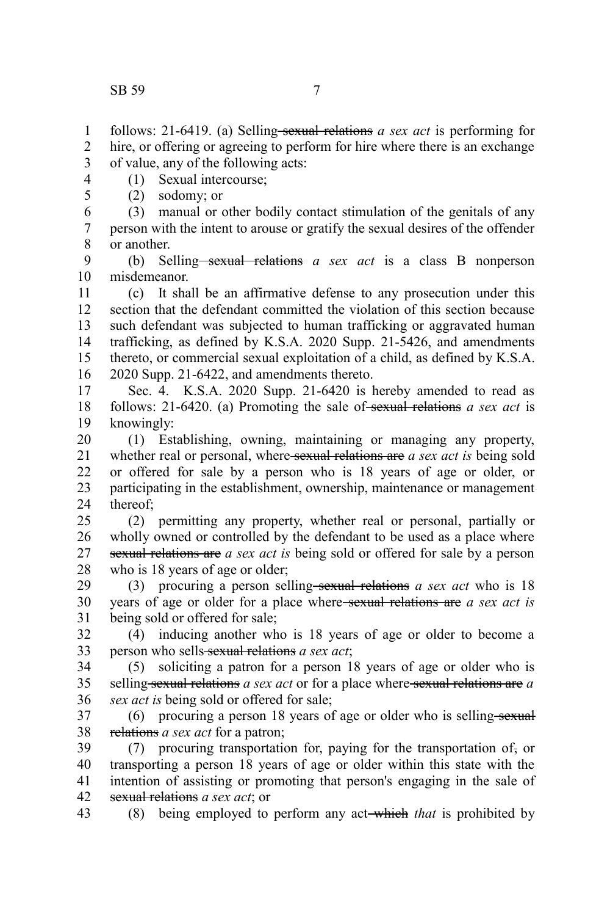follows: 21-6419. (a) Selling ~~sexual relations~~ *a sex act* is performing for hire, or offering or agreeing to perform for hire where there is an exchange of value, any of the following acts:

(1) Sexual intercourse;

(2) sodomy; or

(3) manual or other bodily contact stimulation of the genitals of any person with the intent to arouse or gratify the sexual desires of the offender or another.

(b) Selling ~~sexual relations~~ *a sex act* is a class B nonperson misdemeanor.

(c) It shall be an affirmative defense to any prosecution under this section that the defendant committed the violation of this section because such defendant was subjected to human trafficking or aggravated human trafficking, as defined by K.S.A. 2020 Supp. 21-5426, and amendments thereto, or commercial sexual exploitation of a child, as defined by K.S.A. 2020 Supp. 21-6422, and amendments thereto.

Sec. 4. K.S.A. 2020 Supp. 21-6420 is hereby amended to read as follows: 21-6420. (a) Promoting the sale of ~~sexual relations~~ *a sex act* is knowingly:

(1) Establishing, owning, maintaining or managing any property, whether real or personal, where ~~sexual relations are~~ *a sex act is* being sold or offered for sale by a person who is 18 years of age or older, or participating in the establishment, ownership, maintenance or management thereof;

(2) permitting any property, whether real or personal, partially or wholly owned or controlled by the defendant to be used as a place where ~~sexual relations are~~ *a sex act is* being sold or offered for sale by a person who is 18 years of age or older;

(3) procuring a person selling ~~sexual relations~~ *a sex act* who is 18 years of age or older for a place where ~~sexual relations are~~ *a sex act is* being sold or offered for sale;

(4) inducing another who is 18 years of age or older to become a person who sells ~~sexual relations~~ *a sex act*;

(5) soliciting a patron for a person 18 years of age or older who is selling ~~sexual relations~~ *a sex act* or for a place where ~~sexual relations are~~ *a sex act is* being sold or offered for sale;

(6) procuring a person 18 years of age or older who is selling ~~sexual relations~~ *a sex act* for a patron;

(7) procuring transportation for, paying for the transportation of~~,~~ or transporting a person 18 years of age or older within this state with the intention of assisting or promoting that person's engaging in the sale of ~~sexual relations~~ *a sex act*; or

(8) being employed to perform any act ~~which~~ *that* is prohibited by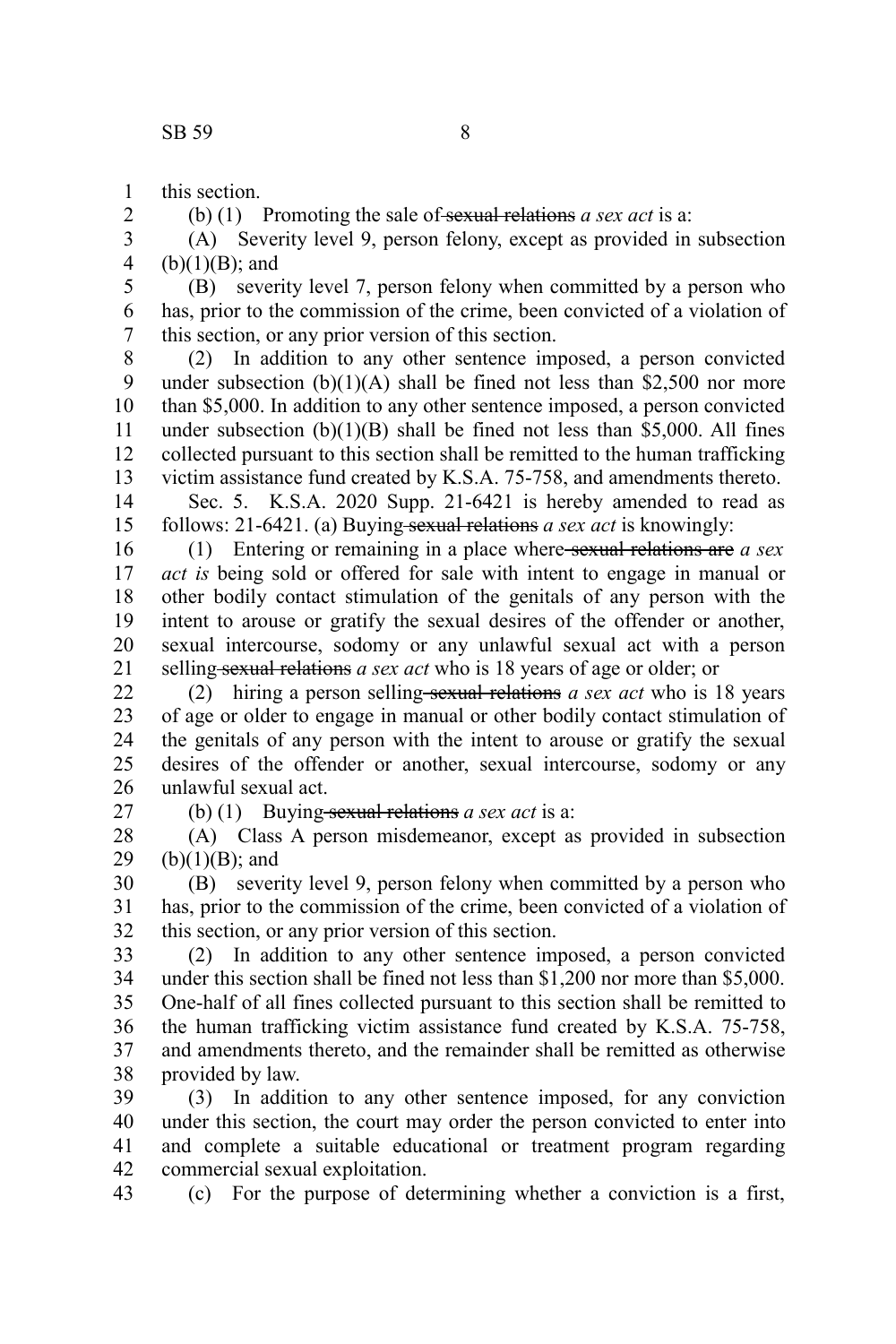this section.

(b) (1) Promoting the sale of ~~sexual relations~~ *a sex act* is a:

(A) Severity level 9, person felony, except as provided in subsection (b)(1)(B); and

(B) severity level 7, person felony when committed by a person who has, prior to the commission of the crime, been convicted of a violation of this section, or any prior version of this section.

(2) In addition to any other sentence imposed, a person convicted under subsection (b)(1)(A) shall be fined not less than $2,500 nor more than $5,000. In addition to any other sentence imposed, a person convicted under subsection (b)(1)(B) shall be fined not less than $5,000. All fines collected pursuant to this section shall be remitted to the human trafficking victim assistance fund created by K.S.A. 75-758, and amendments thereto.

Sec. 5. K.S.A. 2020 Supp. 21-6421 is hereby amended to read as follows: 21-6421. (a) Buying ~~sexual relations~~ *a sex act* is knowingly:

(1) Entering or remaining in a place where ~~sexual relations are~~ *a sex act is* being sold or offered for sale with intent to engage in manual or other bodily contact stimulation of the genitals of any person with the intent to arouse or gratify the sexual desires of the offender or another, sexual intercourse, sodomy or any unlawful sexual act with a person selling ~~sexual relations~~ *a sex act* who is 18 years of age or older; or

(2) hiring a person selling ~~sexual relations~~ *a sex act* who is 18 years of age or older to engage in manual or other bodily contact stimulation of the genitals of any person with the intent to arouse or gratify the sexual desires of the offender or another, sexual intercourse, sodomy or any unlawful sexual act.

(b) (1) Buying ~~sexual relations~~ *a sex act* is a:

(A) Class A person misdemeanor, except as provided in subsection (b)(1)(B); and

(B) severity level 9, person felony when committed by a person who has, prior to the commission of the crime, been convicted of a violation of this section, or any prior version of this section.

(2) In addition to any other sentence imposed, a person convicted under this section shall be fined not less than $1,200 nor more than $5,000. One-half of all fines collected pursuant to this section shall be remitted to the human trafficking victim assistance fund created by K.S.A. 75-758, and amendments thereto, and the remainder shall be remitted as otherwise provided by law.

(3) In addition to any other sentence imposed, for any conviction under this section, the court may order the person convicted to enter into and complete a suitable educational or treatment program regarding commercial sexual exploitation.

(c) For the purpose of determining whether a conviction is a first,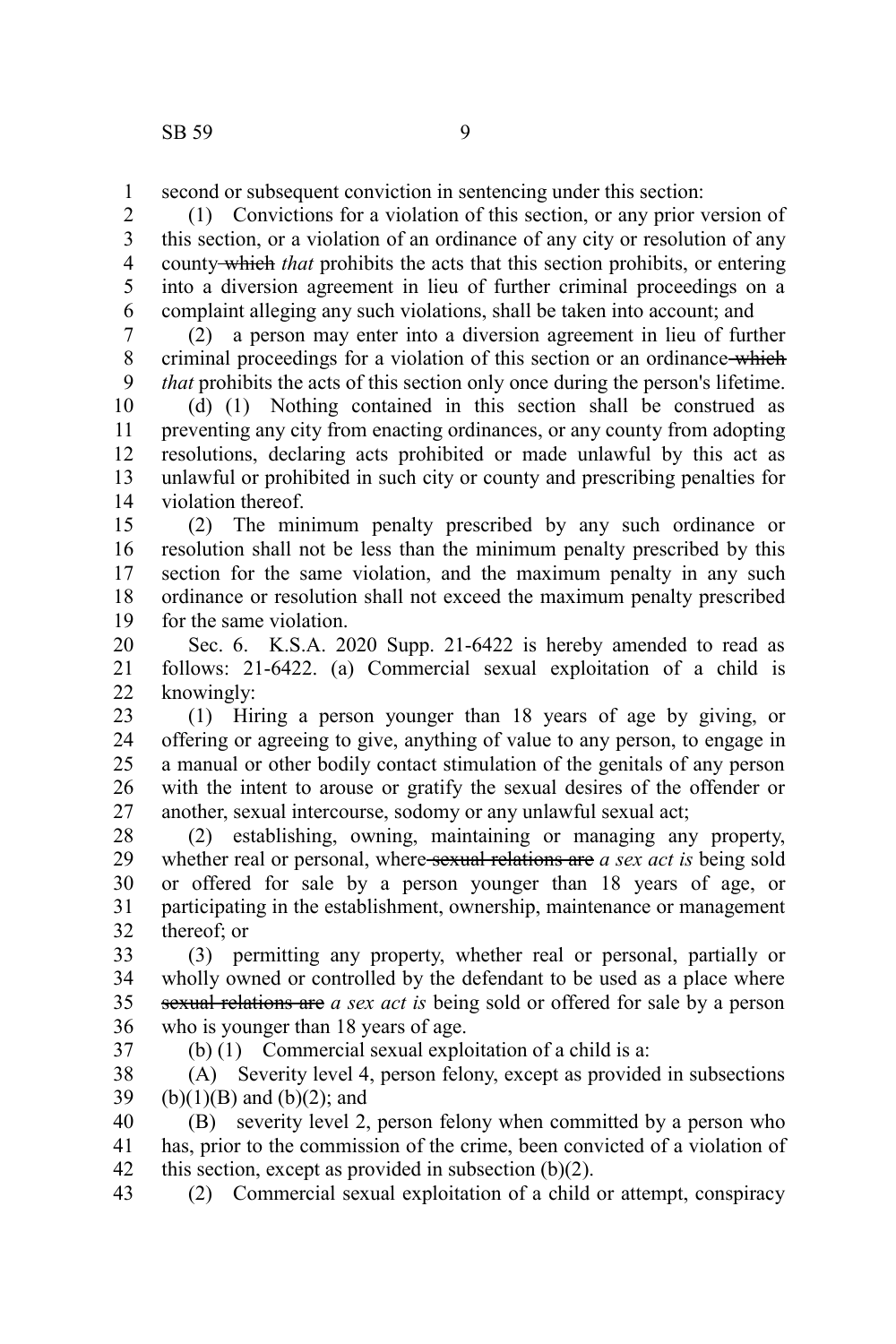second or subsequent conviction in sentencing under this section:

(1) Convictions for a violation of this section, or any prior version of this section, or a violation of an ordinance of any city or resolution of any county ~~which~~ *that* prohibits the acts that this section prohibits, or entering into a diversion agreement in lieu of further criminal proceedings on a complaint alleging any such violations, shall be taken into account; and

(2) a person may enter into a diversion agreement in lieu of further criminal proceedings for a violation of this section or an ordinance ~~which~~ *that* prohibits the acts of this section only once during the person's lifetime.

(d) (1) Nothing contained in this section shall be construed as preventing any city from enacting ordinances, or any county from adopting resolutions, declaring acts prohibited or made unlawful by this act as unlawful or prohibited in such city or county and prescribing penalties for violation thereof.

(2) The minimum penalty prescribed by any such ordinance or resolution shall not be less than the minimum penalty prescribed by this section for the same violation, and the maximum penalty in any such ordinance or resolution shall not exceed the maximum penalty prescribed for the same violation.

Sec. 6. K.S.A. 2020 Supp. 21-6422 is hereby amended to read as follows: 21-6422. (a) Commercial sexual exploitation of a child is knowingly:

(1) Hiring a person younger than 18 years of age by giving, or offering or agreeing to give, anything of value to any person, to engage in a manual or other bodily contact stimulation of the genitals of any person with the intent to arouse or gratify the sexual desires of the offender or another, sexual intercourse, sodomy or any unlawful sexual act;

(2) establishing, owning, maintaining or managing any property, whether real or personal, where ~~sexual relations are~~ *a sex act is* being sold or offered for sale by a person younger than 18 years of age, or participating in the establishment, ownership, maintenance or management thereof; or

(3) permitting any property, whether real or personal, partially or wholly owned or controlled by the defendant to be used as a place where ~~sexual relations are~~ *a sex act is* being sold or offered for sale by a person who is younger than 18 years of age.

(b) (1) Commercial sexual exploitation of a child is a:

(A) Severity level 4, person felony, except as provided in subsections (b)(1)(B) and (b)(2); and

(B) severity level 2, person felony when committed by a person who has, prior to the commission of the crime, been convicted of a violation of this section, except as provided in subsection (b)(2).

(2) Commercial sexual exploitation of a child or attempt, conspiracy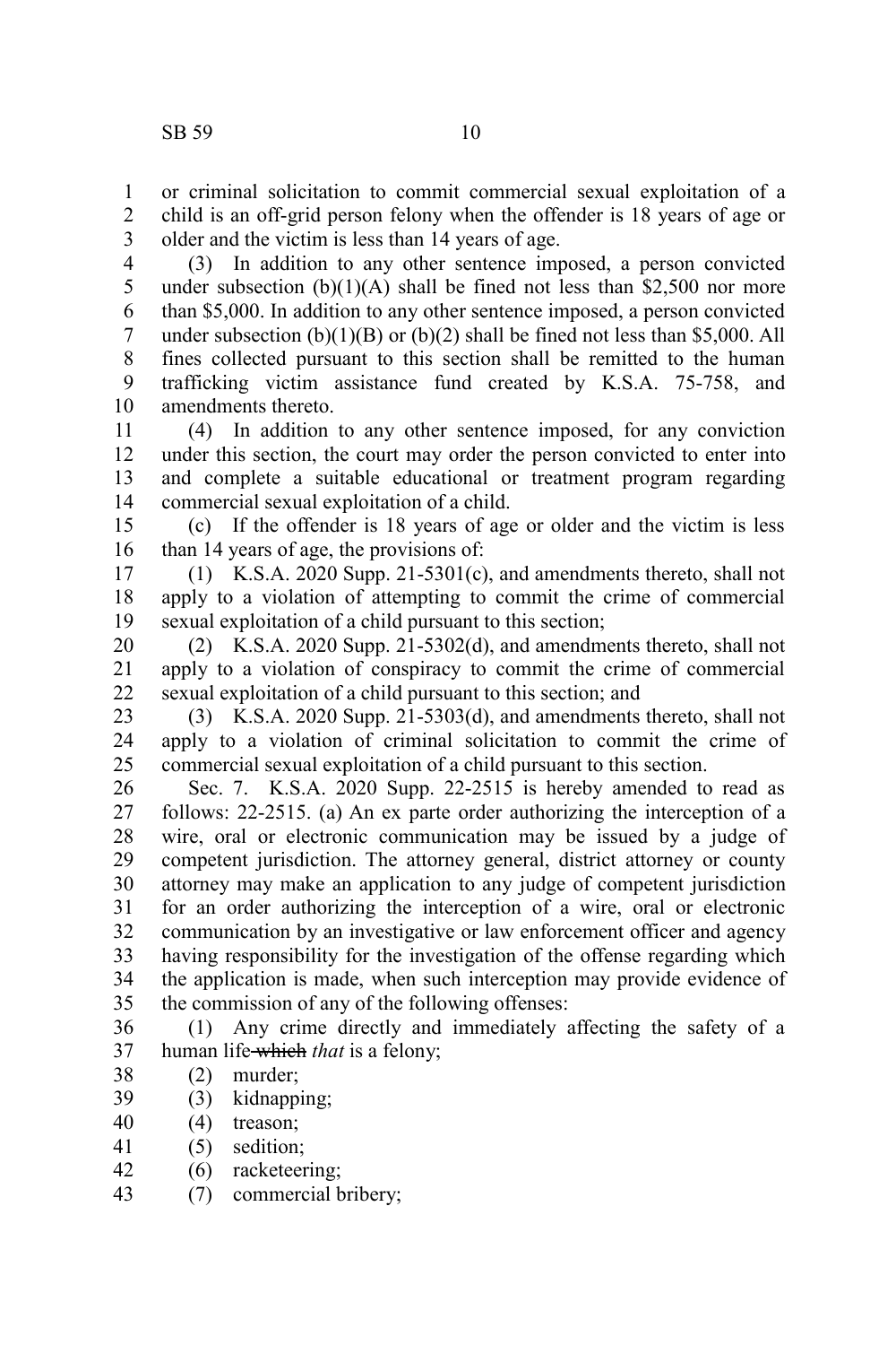or criminal solicitation to commit commercial sexual exploitation of a child is an off-grid person felony when the offender is 18 years of age or older and the victim is less than 14 years of age.

(3) In addition to any other sentence imposed, a person convicted under subsection (b)(1)(A) shall be fined not less than $2,500 nor more than $5,000. In addition to any other sentence imposed, a person convicted under subsection (b)(1)(B) or (b)(2) shall be fined not less than $5,000. All fines collected pursuant to this section shall be remitted to the human trafficking victim assistance fund created by K.S.A. 75-758, and amendments thereto.

(4) In addition to any other sentence imposed, for any conviction under this section, the court may order the person convicted to enter into and complete a suitable educational or treatment program regarding commercial sexual exploitation of a child.

(c) If the offender is 18 years of age or older and the victim is less than 14 years of age, the provisions of:

(1) K.S.A. 2020 Supp. 21-5301(c), and amendments thereto, shall not apply to a violation of attempting to commit the crime of commercial sexual exploitation of a child pursuant to this section;

(2) K.S.A. 2020 Supp. 21-5302(d), and amendments thereto, shall not apply to a violation of conspiracy to commit the crime of commercial sexual exploitation of a child pursuant to this section; and

(3) K.S.A. 2020 Supp. 21-5303(d), and amendments thereto, shall not apply to a violation of criminal solicitation to commit the crime of commercial sexual exploitation of a child pursuant to this section.

Sec. 7. K.S.A. 2020 Supp. 22-2515 is hereby amended to read as follows: 22-2515. (a) An ex parte order authorizing the interception of a wire, oral or electronic communication may be issued by a judge of competent jurisdiction. The attorney general, district attorney or county attorney may make an application to any judge of competent jurisdiction for an order authorizing the interception of a wire, oral or electronic communication by an investigative or law enforcement officer and agency having responsibility for the investigation of the offense regarding which the application is made, when such interception may provide evidence of the commission of any of the following offenses:

(1) Any crime directly and immediately affecting the safety of a human life ~~which~~ *that* is a felony;

(2) murder;

(3) kidnapping;

(4) treason;

(5) sedition;

(6) racketeering;

(7) commercial bribery;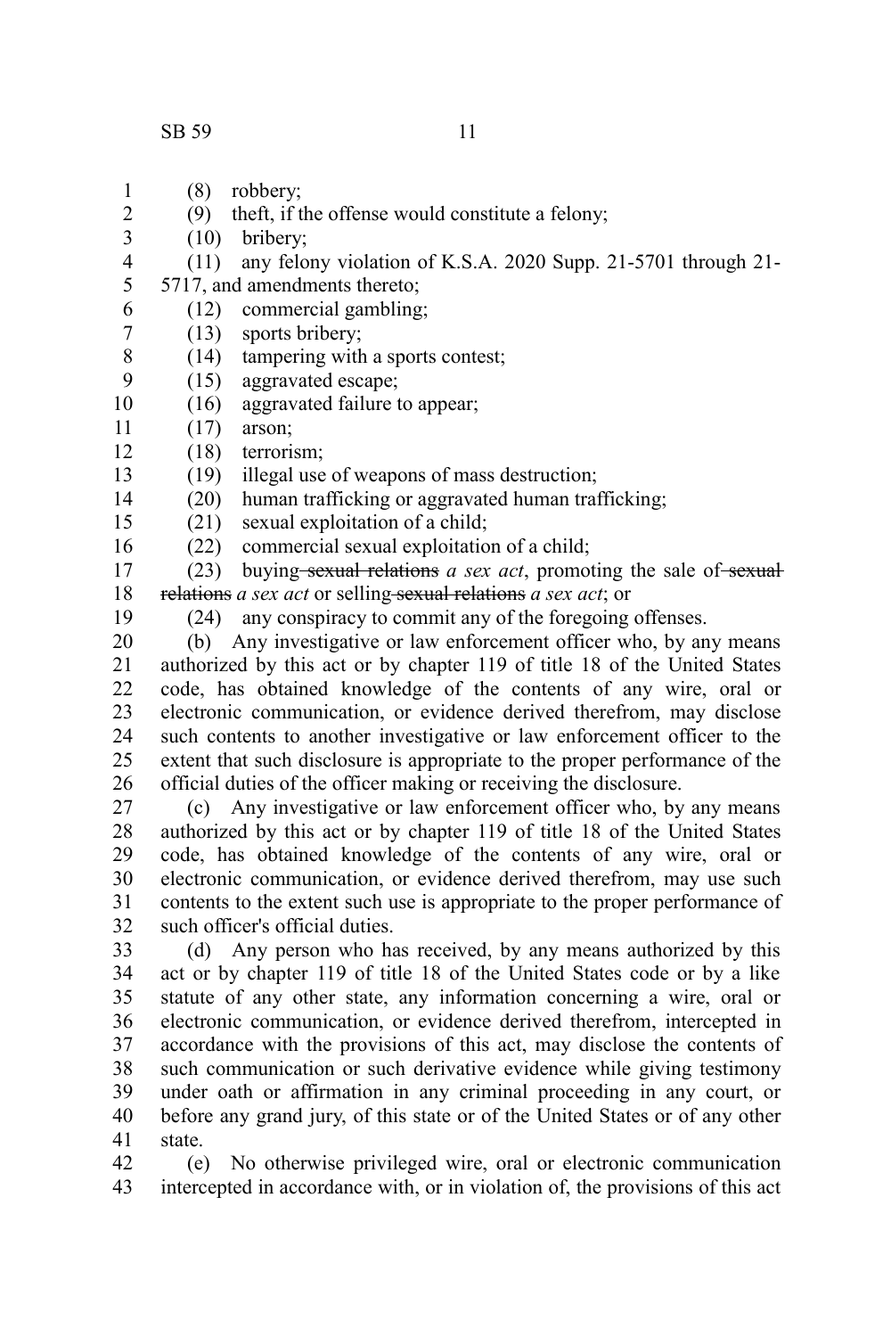(8) robbery;

(9) theft, if the offense would constitute a felony;

(10) bribery;

(11) any felony violation of K.S.A. 2020 Supp. 21-5701 through 21-5717, and amendments thereto;

(12) commercial gambling;

(13) sports bribery;

(14) tampering with a sports contest;

(15) aggravated escape;

(16) aggravated failure to appear;

(17) arson;

(18) terrorism;

(19) illegal use of weapons of mass destruction;

(20) human trafficking or aggravated human trafficking;

(21) sexual exploitation of a child;

(22) commercial sexual exploitation of a child;

(23) buying ~~sexual relations~~ *a sex act*, promoting the sale of ~~sexual relations~~ *a sex act* or selling ~~sexual relations~~ *a sex act*; or

(24) any conspiracy to commit any of the foregoing offenses.

(b) Any investigative or law enforcement officer who, by any means authorized by this act or by chapter 119 of title 18 of the United States code, has obtained knowledge of the contents of any wire, oral or electronic communication, or evidence derived therefrom, may disclose such contents to another investigative or law enforcement officer to the extent that such disclosure is appropriate to the proper performance of the official duties of the officer making or receiving the disclosure.

(c) Any investigative or law enforcement officer who, by any means authorized by this act or by chapter 119 of title 18 of the United States code, has obtained knowledge of the contents of any wire, oral or electronic communication, or evidence derived therefrom, may use such contents to the extent such use is appropriate to the proper performance of such officer's official duties.

(d) Any person who has received, by any means authorized by this act or by chapter 119 of title 18 of the United States code or by a like statute of any other state, any information concerning a wire, oral or electronic communication, or evidence derived therefrom, intercepted in accordance with the provisions of this act, may disclose the contents of such communication or such derivative evidence while giving testimony under oath or affirmation in any criminal proceeding in any court, or before any grand jury, of this state or of the United States or of any other state.

(e) No otherwise privileged wire, oral or electronic communication intercepted in accordance with, or in violation of, the provisions of this act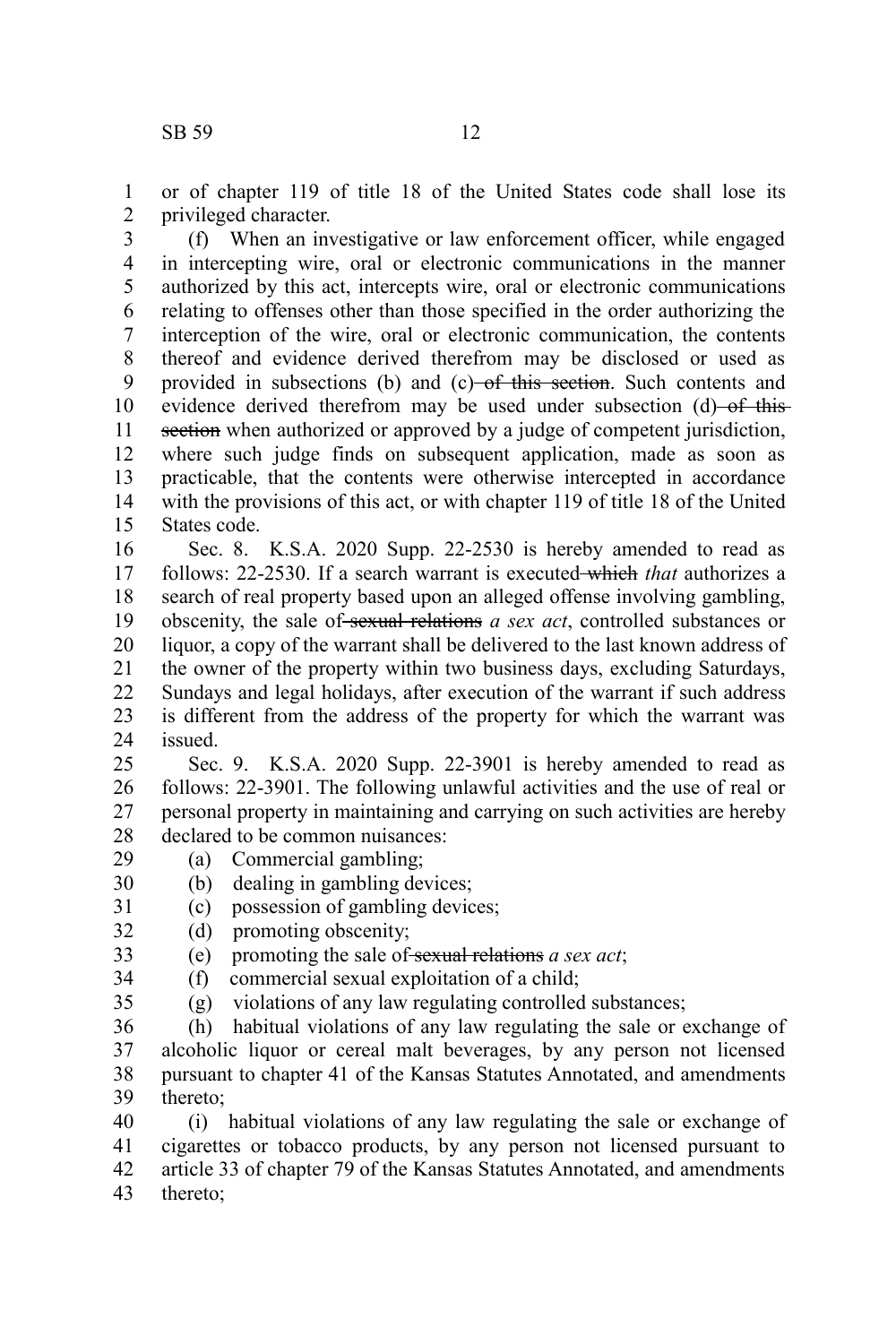or of chapter 119 of title 18 of the United States code shall lose its privileged character.

(f) When an investigative or law enforcement officer, while engaged in intercepting wire, oral or electronic communications in the manner authorized by this act, intercepts wire, oral or electronic communications relating to offenses other than those specified in the order authorizing the interception of the wire, oral or electronic communication, the contents thereof and evidence derived therefrom may be disclosed or used as provided in subsections (b) and (c) ~~of this section~~. Such contents and evidence derived therefrom may be used under subsection (d) ~~of this section~~ when authorized or approved by a judge of competent jurisdiction, where such judge finds on subsequent application, made as soon as practicable, that the contents were otherwise intercepted in accordance with the provisions of this act, or with chapter 119 of title 18 of the United States code.

Sec. 8. K.S.A. 2020 Supp. 22-2530 is hereby amended to read as follows: 22-2530. If a search warrant is executed ~~which~~ *that* authorizes a search of real property based upon an alleged offense involving gambling, obscenity, the sale of ~~sexual relations~~ *a sex act*, controlled substances or liquor, a copy of the warrant shall be delivered to the last known address of the owner of the property within two business days, excluding Saturdays, Sundays and legal holidays, after execution of the warrant if such address is different from the address of the property for which the warrant was issued.

Sec. 9. K.S.A. 2020 Supp. 22-3901 is hereby amended to read as follows: 22-3901. The following unlawful activities and the use of real or personal property in maintaining and carrying on such activities are hereby declared to be common nuisances:

(a) Commercial gambling;

(b) dealing in gambling devices;

(c) possession of gambling devices;

(d) promoting obscenity;

(e) promoting the sale of ~~sexual relations~~ *a sex act*;

(f) commercial sexual exploitation of a child;

(g) violations of any law regulating controlled substances;

(h) habitual violations of any law regulating the sale or exchange of alcoholic liquor or cereal malt beverages, by any person not licensed pursuant to chapter 41 of the Kansas Statutes Annotated, and amendments thereto;

(i) habitual violations of any law regulating the sale or exchange of cigarettes or tobacco products, by any person not licensed pursuant to article 33 of chapter 79 of the Kansas Statutes Annotated, and amendments thereto;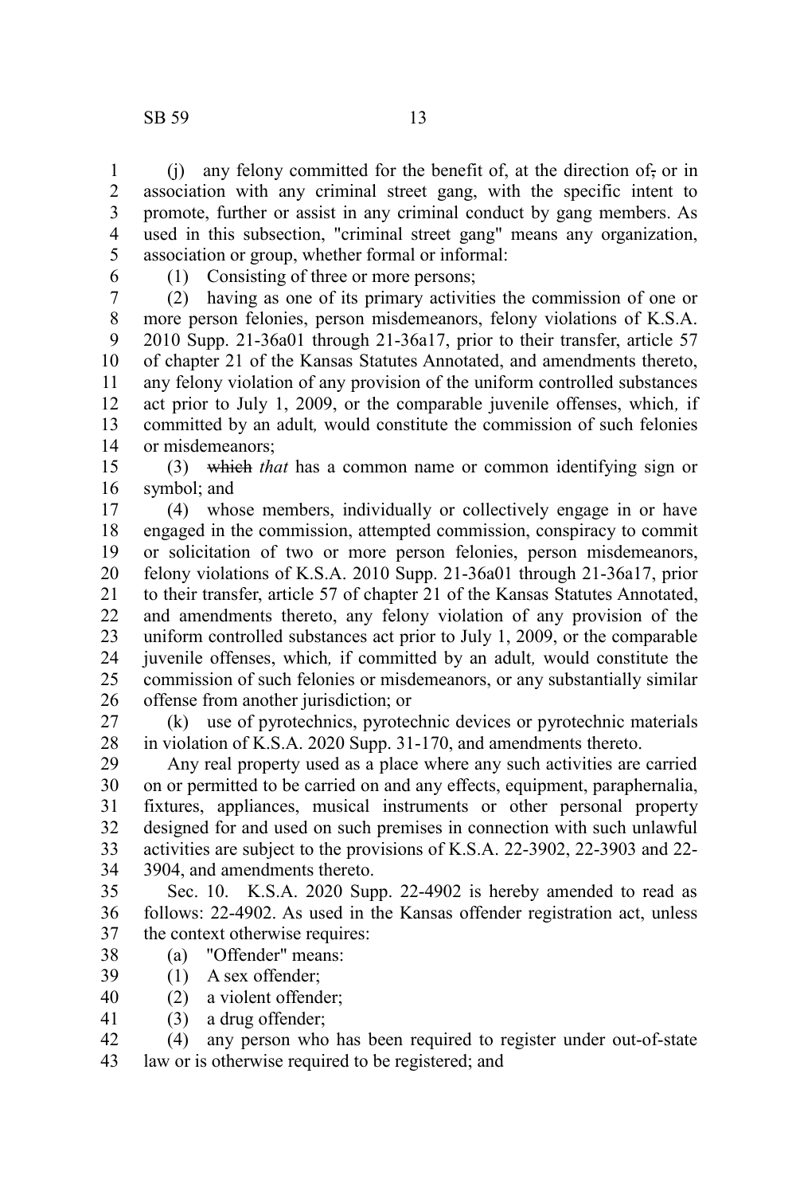(j) any felony committed for the benefit of, at the direction of~~,~~ or in association with any criminal street gang, with the specific intent to promote, further or assist in any criminal conduct by gang members. As used in this subsection, "criminal street gang" means any organization, association or group, whether formal or informal:

(1) Consisting of three or more persons;

(2) having as one of its primary activities the commission of one or more person felonies, person misdemeanors, felony violations of K.S.A. 2010 Supp. 21-36a01 through 21-36a17, prior to their transfer, article 57 of chapter 21 of the Kansas Statutes Annotated, and amendments thereto, any felony violation of any provision of the uniform controlled substances act prior to July 1, 2009, or the comparable juvenile offenses, which*,* if committed by an adult*,* would constitute the commission of such felonies or misdemeanors;

(3) ~~which~~ *that* has a common name or common identifying sign or symbol; and

(4) whose members, individually or collectively engage in or have engaged in the commission, attempted commission, conspiracy to commit or solicitation of two or more person felonies, person misdemeanors, felony violations of K.S.A. 2010 Supp. 21-36a01 through 21-36a17, prior to their transfer, article 57 of chapter 21 of the Kansas Statutes Annotated, and amendments thereto, any felony violation of any provision of the uniform controlled substances act prior to July 1, 2009, or the comparable juvenile offenses, which*,* if committed by an adult*,* would constitute the commission of such felonies or misdemeanors, or any substantially similar offense from another jurisdiction; or

(k) use of pyrotechnics, pyrotechnic devices or pyrotechnic materials in violation of K.S.A. 2020 Supp. 31-170, and amendments thereto.

Any real property used as a place where any such activities are carried on or permitted to be carried on and any effects, equipment, paraphernalia, fixtures, appliances, musical instruments or other personal property designed for and used on such premises in connection with such unlawful activities are subject to the provisions of K.S.A. 22-3902, 22-3903 and 22-3904, and amendments thereto.

Sec. 10. K.S.A. 2020 Supp. 22-4902 is hereby amended to read as follows: 22-4902. As used in the Kansas offender registration act, unless the context otherwise requires:

(a) "Offender" means:

(1) A sex offender;

(2) a violent offender;

(3) a drug offender;

(4) any person who has been required to register under out-of-state law or is otherwise required to be registered; and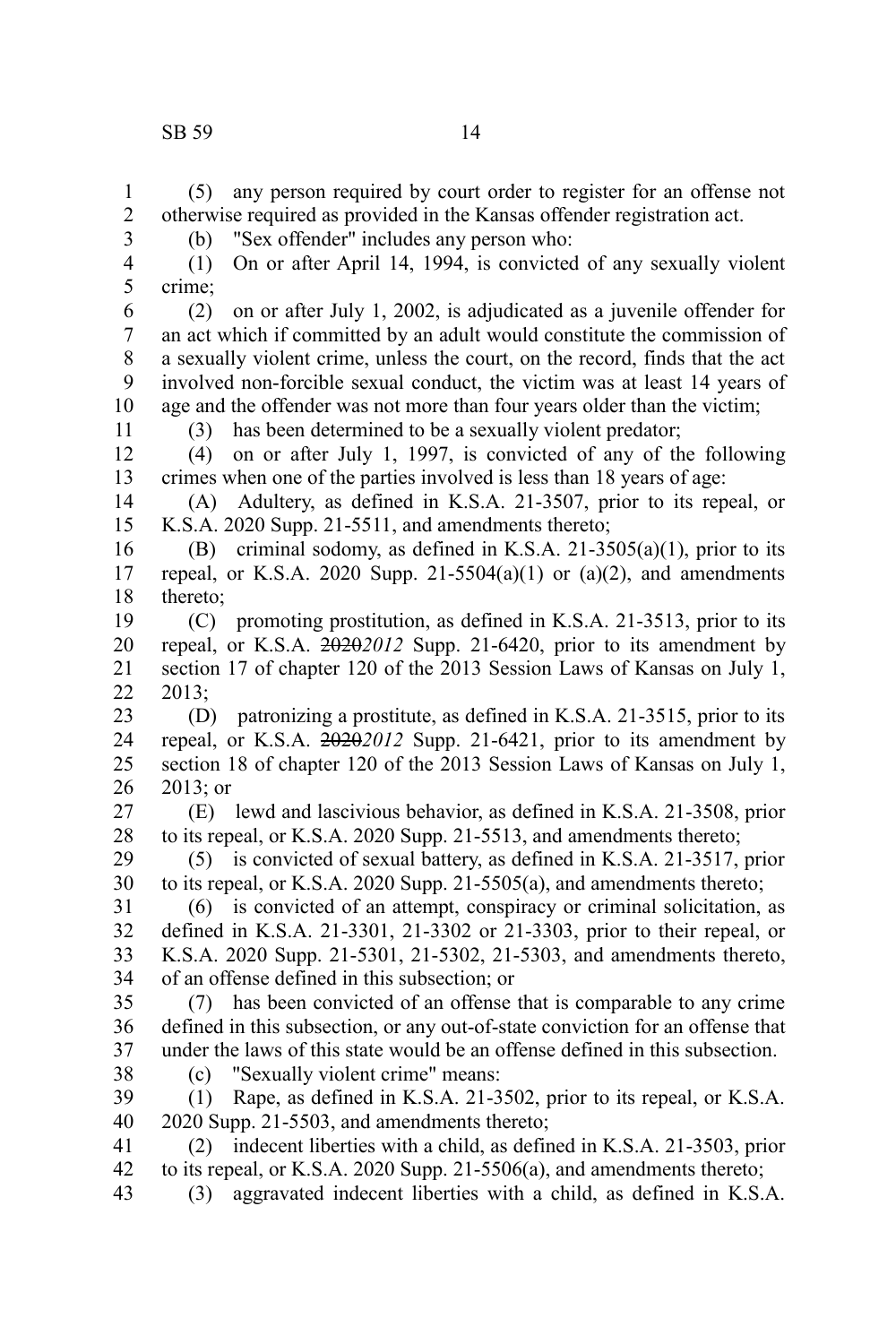(5) any person required by court order to register for an offense not otherwise required as provided in the Kansas offender registration act.

(b) "Sex offender" includes any person who:

(1) On or after April 14, 1994, is convicted of any sexually violent crime;

(2) on or after July 1, 2002, is adjudicated as a juvenile offender for an act which if committed by an adult would constitute the commission of a sexually violent crime, unless the court, on the record, finds that the act involved non-forcible sexual conduct, the victim was at least 14 years of age and the offender was not more than four years older than the victim;

(3) has been determined to be a sexually violent predator;

(4) on or after July 1, 1997, is convicted of any of the following crimes when one of the parties involved is less than 18 years of age:

(A) Adultery, as defined in K.S.A. 21-3507, prior to its repeal, or K.S.A. 2020 Supp. 21-5511, and amendments thereto;

(B) criminal sodomy, as defined in K.S.A. 21-3505(a)(1), prior to its repeal, or K.S.A. 2020 Supp. 21-5504(a)(1) or (a)(2), and amendments thereto;

(C) promoting prostitution, as defined in K.S.A. 21-3513, prior to its repeal, or K.S.A. ~~2020~~*2012* Supp. 21-6420, prior to its amendment by section 17 of chapter 120 of the 2013 Session Laws of Kansas on July 1, 2013;

(D) patronizing a prostitute, as defined in K.S.A. 21-3515, prior to its repeal, or K.S.A. ~~2020~~*2012* Supp. 21-6421, prior to its amendment by section 18 of chapter 120 of the 2013 Session Laws of Kansas on July 1, 2013; or

(E) lewd and lascivious behavior, as defined in K.S.A. 21-3508, prior to its repeal, or K.S.A. 2020 Supp. 21-5513, and amendments thereto;

(5) is convicted of sexual battery, as defined in K.S.A. 21-3517, prior to its repeal, or K.S.A. 2020 Supp. 21-5505(a), and amendments thereto;

(6) is convicted of an attempt, conspiracy or criminal solicitation, as defined in K.S.A. 21-3301, 21-3302 or 21-3303, prior to their repeal, or K.S.A. 2020 Supp. 21-5301, 21-5302, 21-5303, and amendments thereto, of an offense defined in this subsection; or

(7) has been convicted of an offense that is comparable to any crime defined in this subsection, or any out-of-state conviction for an offense that under the laws of this state would be an offense defined in this subsection.

(c) "Sexually violent crime" means:

(1) Rape, as defined in K.S.A. 21-3502, prior to its repeal, or K.S.A. 2020 Supp. 21-5503, and amendments thereto;

(2) indecent liberties with a child, as defined in K.S.A. 21-3503, prior to its repeal, or K.S.A. 2020 Supp. 21-5506(a), and amendments thereto;

(3) aggravated indecent liberties with a child, as defined in K.S.A.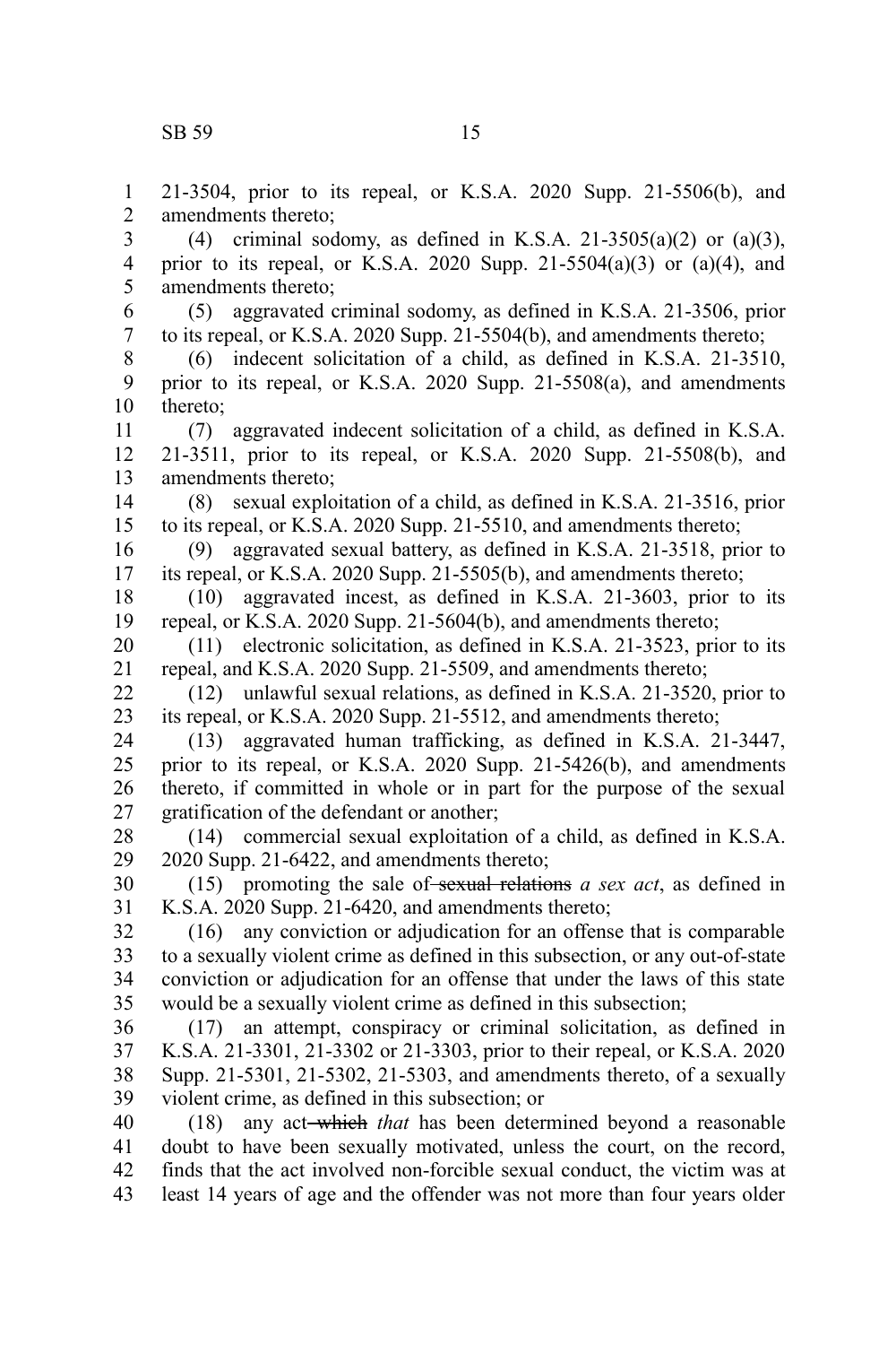21-3504, prior to its repeal, or K.S.A. 2020 Supp. 21-5506(b), and amendments thereto;

(4) criminal sodomy, as defined in K.S.A. 21-3505(a)(2) or (a)(3), prior to its repeal, or K.S.A. 2020 Supp. 21-5504(a)(3) or (a)(4), and amendments thereto;

(5) aggravated criminal sodomy, as defined in K.S.A. 21-3506, prior to its repeal, or K.S.A. 2020 Supp. 21-5504(b), and amendments thereto;

(6) indecent solicitation of a child, as defined in K.S.A. 21-3510, prior to its repeal, or K.S.A. 2020 Supp. 21-5508(a), and amendments thereto;

(7) aggravated indecent solicitation of a child, as defined in K.S.A. 21-3511, prior to its repeal, or K.S.A. 2020 Supp. 21-5508(b), and amendments thereto;

(8) sexual exploitation of a child, as defined in K.S.A. 21-3516, prior to its repeal, or K.S.A. 2020 Supp. 21-5510, and amendments thereto;

(9) aggravated sexual battery, as defined in K.S.A. 21-3518, prior to its repeal, or K.S.A. 2020 Supp. 21-5505(b), and amendments thereto;

(10) aggravated incest, as defined in K.S.A. 21-3603, prior to its repeal, or K.S.A. 2020 Supp. 21-5604(b), and amendments thereto;

(11) electronic solicitation, as defined in K.S.A. 21-3523, prior to its repeal, and K.S.A. 2020 Supp. 21-5509, and amendments thereto;

(12) unlawful sexual relations, as defined in K.S.A. 21-3520, prior to its repeal, or K.S.A. 2020 Supp. 21-5512, and amendments thereto;

(13) aggravated human trafficking, as defined in K.S.A. 21-3447, prior to its repeal, or K.S.A. 2020 Supp. 21-5426(b), and amendments thereto, if committed in whole or in part for the purpose of the sexual gratification of the defendant or another;

(14) commercial sexual exploitation of a child, as defined in K.S.A. 2020 Supp. 21-6422, and amendments thereto;

(15) promoting the sale of ~~sexual relations~~ *a sex act*, as defined in K.S.A. 2020 Supp. 21-6420, and amendments thereto;

(16) any conviction or adjudication for an offense that is comparable to a sexually violent crime as defined in this subsection, or any out-of-state conviction or adjudication for an offense that under the laws of this state would be a sexually violent crime as defined in this subsection;

(17) an attempt, conspiracy or criminal solicitation, as defined in K.S.A. 21-3301, 21-3302 or 21-3303, prior to their repeal, or K.S.A. 2020 Supp. 21-5301, 21-5302, 21-5303, and amendments thereto, of a sexually violent crime, as defined in this subsection; or

(18) any act ~~which~~ *that* has been determined beyond a reasonable doubt to have been sexually motivated, unless the court, on the record, finds that the act involved non-forcible sexual conduct, the victim was at least 14 years of age and the offender was not more than four years older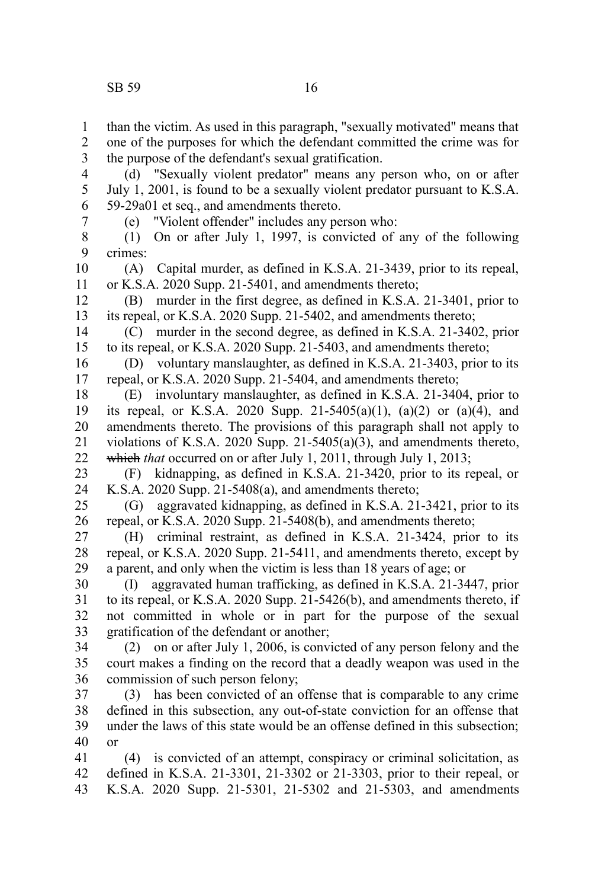than the victim. As used in this paragraph, "sexually motivated" means that one of the purposes for which the defendant committed the crime was for the purpose of the defendant's sexual gratification.

(d) "Sexually violent predator" means any person who, on or after July 1, 2001, is found to be a sexually violent predator pursuant to K.S.A. 59-29a01 et seq., and amendments thereto.

(e) "Violent offender" includes any person who:

(1) On or after July 1, 1997, is convicted of any of the following crimes:

(A) Capital murder, as defined in K.S.A. 21-3439, prior to its repeal, or K.S.A. 2020 Supp. 21-5401, and amendments thereto;

(B) murder in the first degree, as defined in K.S.A. 21-3401, prior to its repeal, or K.S.A. 2020 Supp. 21-5402, and amendments thereto;

(C) murder in the second degree, as defined in K.S.A. 21-3402, prior to its repeal, or K.S.A. 2020 Supp. 21-5403, and amendments thereto;

(D) voluntary manslaughter, as defined in K.S.A. 21-3403, prior to its repeal, or K.S.A. 2020 Supp. 21-5404, and amendments thereto;

(E) involuntary manslaughter, as defined in K.S.A. 21-3404, prior to its repeal, or K.S.A. 2020 Supp. 21-5405(a)(1), (a)(2) or (a)(4), and amendments thereto. The provisions of this paragraph shall not apply to violations of K.S.A. 2020 Supp. 21-5405(a)(3), and amendments thereto, ~~which~~ *that* occurred on or after July 1, 2011, through July 1, 2013;

(F) kidnapping, as defined in K.S.A. 21-3420, prior to its repeal, or K.S.A. 2020 Supp. 21-5408(a), and amendments thereto;

(G) aggravated kidnapping, as defined in K.S.A. 21-3421, prior to its repeal, or K.S.A. 2020 Supp. 21-5408(b), and amendments thereto;

(H) criminal restraint, as defined in K.S.A. 21-3424, prior to its repeal, or K.S.A. 2020 Supp. 21-5411, and amendments thereto, except by a parent, and only when the victim is less than 18 years of age; or

(I) aggravated human trafficking, as defined in K.S.A. 21-3447, prior to its repeal, or K.S.A. 2020 Supp. 21-5426(b), and amendments thereto, if not committed in whole or in part for the purpose of the sexual gratification of the defendant or another;

(2) on or after July 1, 2006, is convicted of any person felony and the court makes a finding on the record that a deadly weapon was used in the commission of such person felony;

(3) has been convicted of an offense that is comparable to any crime defined in this subsection, any out-of-state conviction for an offense that under the laws of this state would be an offense defined in this subsection; or

(4) is convicted of an attempt, conspiracy or criminal solicitation, as defined in K.S.A. 21-3301, 21-3302 or 21-3303, prior to their repeal, or K.S.A. 2020 Supp. 21-5301, 21-5302 and 21-5303, and amendments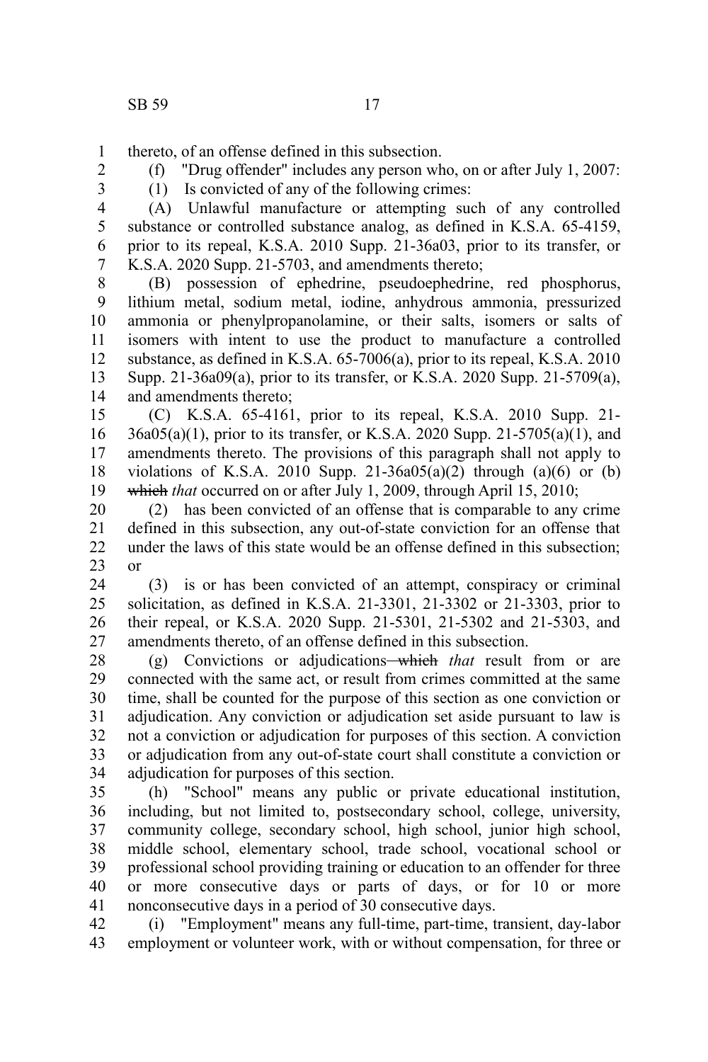thereto, of an offense defined in this subsection.

(f) "Drug offender" includes any person who, on or after July 1, 2007:

(1) Is convicted of any of the following crimes:

(A) Unlawful manufacture or attempting such of any controlled substance or controlled substance analog, as defined in K.S.A. 65-4159, prior to its repeal, K.S.A. 2010 Supp. 21-36a03, prior to its transfer, or K.S.A. 2020 Supp. 21-5703, and amendments thereto;

(B) possession of ephedrine, pseudoephedrine, red phosphorus, lithium metal, sodium metal, iodine, anhydrous ammonia, pressurized ammonia or phenylpropanolamine, or their salts, isomers or salts of isomers with intent to use the product to manufacture a controlled substance, as defined in K.S.A. 65-7006(a), prior to its repeal, K.S.A. 2010 Supp. 21-36a09(a), prior to its transfer, or K.S.A. 2020 Supp. 21-5709(a), and amendments thereto;

(C) K.S.A. 65-4161, prior to its repeal, K.S.A. 2010 Supp. 21-36a05(a)(1), prior to its transfer, or K.S.A. 2020 Supp. 21-5705(a)(1), and amendments thereto. The provisions of this paragraph shall not apply to violations of K.S.A. 2010 Supp. 21-36a05(a)(2) through (a)(6) or (b) ~~which~~ *that* occurred on or after July 1, 2009, through April 15, 2010;

(2) has been convicted of an offense that is comparable to any crime defined in this subsection, any out-of-state conviction for an offense that under the laws of this state would be an offense defined in this subsection; or

(3) is or has been convicted of an attempt, conspiracy or criminal solicitation, as defined in K.S.A. 21-3301, 21-3302 or 21-3303, prior to their repeal, or K.S.A. 2020 Supp. 21-5301, 21-5302 and 21-5303, and amendments thereto, of an offense defined in this subsection.

(g) Convictions or adjudications ~~which~~ *that* result from or are connected with the same act, or result from crimes committed at the same time, shall be counted for the purpose of this section as one conviction or adjudication. Any conviction or adjudication set aside pursuant to law is not a conviction or adjudication for purposes of this section. A conviction or adjudication from any out-of-state court shall constitute a conviction or adjudication for purposes of this section.

(h) "School" means any public or private educational institution, including, but not limited to, postsecondary school, college, university, community college, secondary school, high school, junior high school, middle school, elementary school, trade school, vocational school or professional school providing training or education to an offender for three or more consecutive days or parts of days, or for 10 or more nonconsecutive days in a period of 30 consecutive days.

(i) "Employment" means any full-time, part-time, transient, day-labor employment or volunteer work, with or without compensation, for three or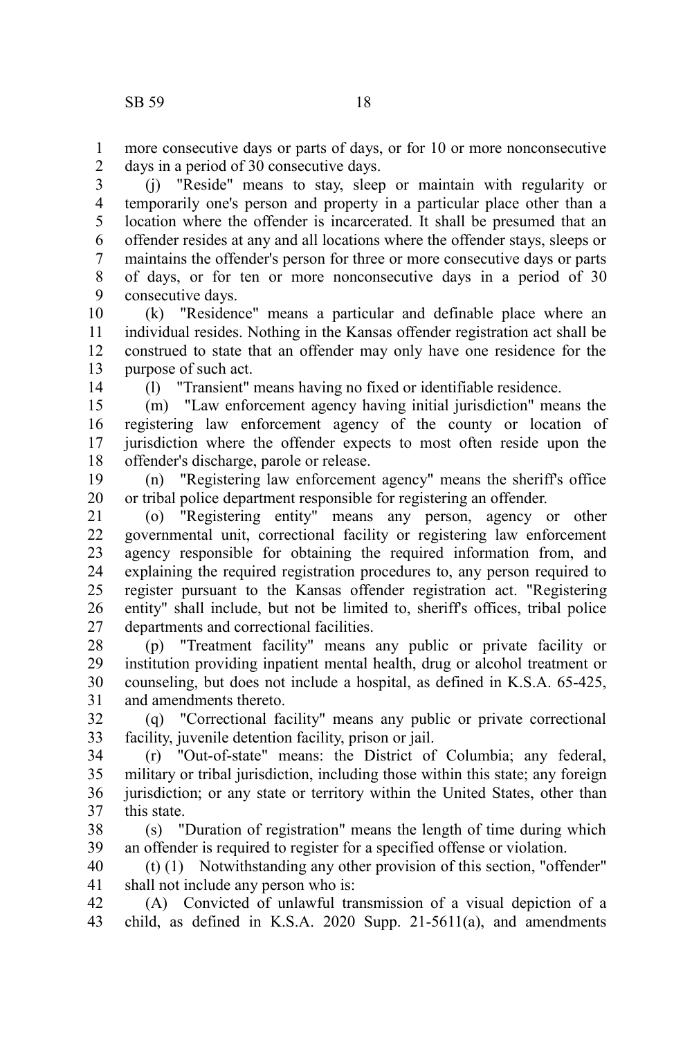more consecutive days or parts of days, or for 10 or more nonconsecutive days in a period of 30 consecutive days.

(j) "Reside" means to stay, sleep or maintain with regularity or temporarily one's person and property in a particular place other than a location where the offender is incarcerated. It shall be presumed that an offender resides at any and all locations where the offender stays, sleeps or maintains the offender's person for three or more consecutive days or parts of days, or for ten or more nonconsecutive days in a period of 30 consecutive days.

(k) "Residence" means a particular and definable place where an individual resides. Nothing in the Kansas offender registration act shall be construed to state that an offender may only have one residence for the purpose of such act.

(l) "Transient" means having no fixed or identifiable residence.

(m) "Law enforcement agency having initial jurisdiction" means the registering law enforcement agency of the county or location of jurisdiction where the offender expects to most often reside upon the offender's discharge, parole or release.

(n) "Registering law enforcement agency" means the sheriff's office or tribal police department responsible for registering an offender.

(o) "Registering entity" means any person, agency or other governmental unit, correctional facility or registering law enforcement agency responsible for obtaining the required information from, and explaining the required registration procedures to, any person required to register pursuant to the Kansas offender registration act. "Registering entity" shall include, but not be limited to, sheriff's offices, tribal police departments and correctional facilities.

(p) "Treatment facility" means any public or private facility or institution providing inpatient mental health, drug or alcohol treatment or counseling, but does not include a hospital, as defined in K.S.A. 65-425, and amendments thereto.

(q) "Correctional facility" means any public or private correctional facility, juvenile detention facility, prison or jail.

(r) "Out-of-state" means: the District of Columbia; any federal, military or tribal jurisdiction, including those within this state; any foreign jurisdiction; or any state or territory within the United States, other than this state.

(s) "Duration of registration" means the length of time during which an offender is required to register for a specified offense or violation.

(t) (1) Notwithstanding any other provision of this section, "offender" shall not include any person who is:

(A) Convicted of unlawful transmission of a visual depiction of a child, as defined in K.S.A. 2020 Supp. 21-5611(a), and amendments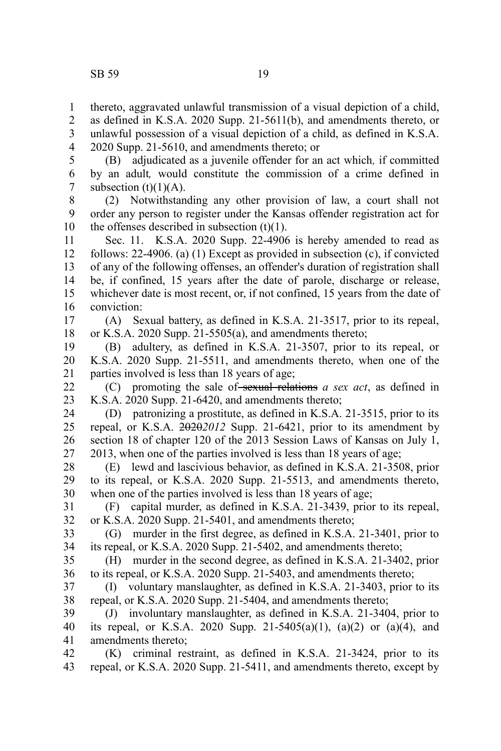thereto, aggravated unlawful transmission of a visual depiction of a child, as defined in K.S.A. 2020 Supp. 21-5611(b), and amendments thereto, or unlawful possession of a visual depiction of a child, as defined in K.S.A. 2020 Supp. 21-5610, and amendments thereto; or

(B) adjudicated as a juvenile offender for an act which*,* if committed by an adult*,* would constitute the commission of a crime defined in subsection (t)(1)(A).

(2) Notwithstanding any other provision of law, a court shall not order any person to register under the Kansas offender registration act for the offenses described in subsection (t)(1).

Sec. 11. K.S.A. 2020 Supp. 22-4906 is hereby amended to read as follows: 22-4906. (a) (1) Except as provided in subsection (c), if convicted of any of the following offenses, an offender's duration of registration shall be, if confined, 15 years after the date of parole, discharge or release, whichever date is most recent, or, if not confined, 15 years from the date of conviction:

(A) Sexual battery, as defined in K.S.A. 21-3517, prior to its repeal, or K.S.A. 2020 Supp. 21-5505(a), and amendments thereto;

(B) adultery, as defined in K.S.A. 21-3507, prior to its repeal, or K.S.A. 2020 Supp. 21-5511, and amendments thereto, when one of the parties involved is less than 18 years of age;

(C) promoting the sale of ~~sexual relations~~ *a sex act*, as defined in K.S.A. 2020 Supp. 21-6420, and amendments thereto;

(D) patronizing a prostitute, as defined in K.S.A. 21-3515, prior to its repeal, or K.S.A. ~~2020~~*2012* Supp. 21-6421, prior to its amendment by section 18 of chapter 120 of the 2013 Session Laws of Kansas on July 1, 2013, when one of the parties involved is less than 18 years of age;

(E) lewd and lascivious behavior, as defined in K.S.A. 21-3508, prior to its repeal, or K.S.A. 2020 Supp. 21-5513, and amendments thereto, when one of the parties involved is less than 18 years of age;

(F) capital murder, as defined in K.S.A. 21-3439, prior to its repeal, or K.S.A. 2020 Supp. 21-5401, and amendments thereto;

(G) murder in the first degree, as defined in K.S.A. 21-3401, prior to its repeal, or K.S.A. 2020 Supp. 21-5402, and amendments thereto;

(H) murder in the second degree, as defined in K.S.A. 21-3402, prior to its repeal, or K.S.A. 2020 Supp. 21-5403, and amendments thereto;

(I) voluntary manslaughter, as defined in K.S.A. 21-3403, prior to its repeal, or K.S.A. 2020 Supp. 21-5404, and amendments thereto;

(J) involuntary manslaughter, as defined in K.S.A. 21-3404, prior to its repeal, or K.S.A. 2020 Supp. 21-5405(a)(1), (a)(2) or (a)(4), and amendments thereto;

(K) criminal restraint, as defined in K.S.A. 21-3424, prior to its repeal, or K.S.A. 2020 Supp. 21-5411, and amendments thereto, except by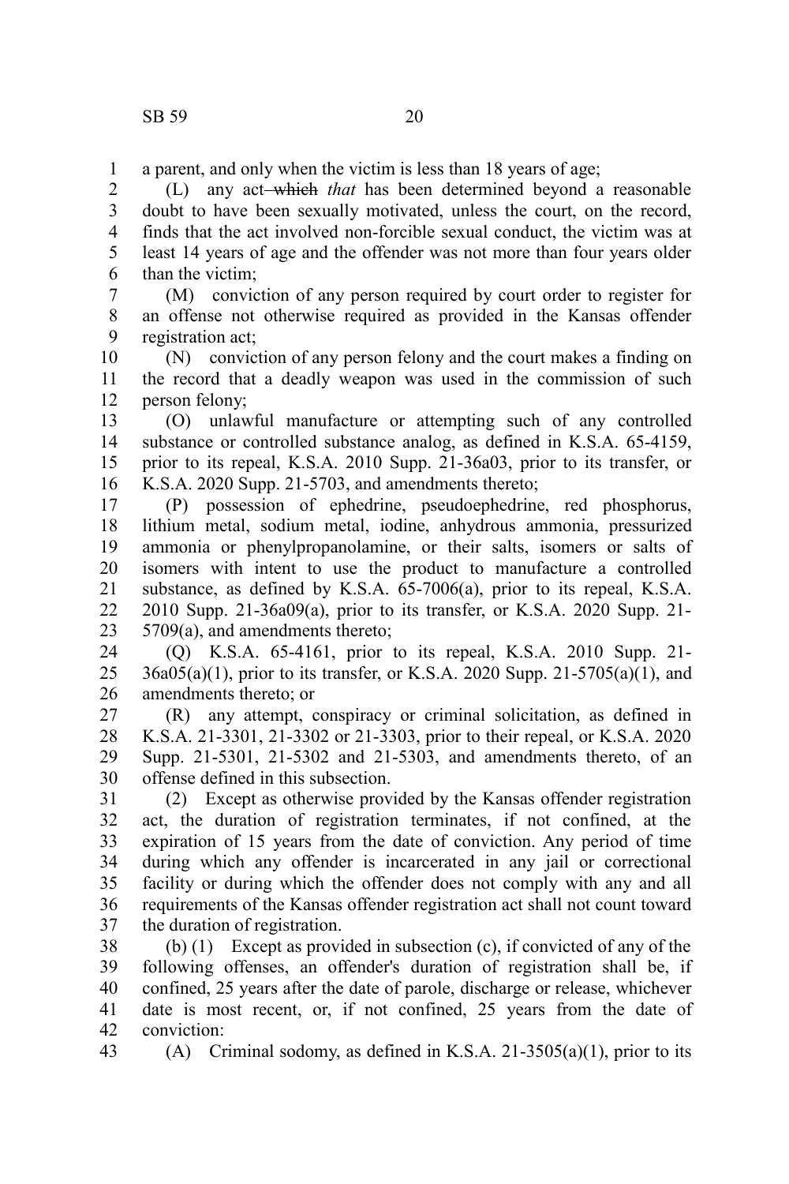a parent, and only when the victim is less than 18 years of age;

(L) any act ~~which~~ *that* has been determined beyond a reasonable doubt to have been sexually motivated, unless the court, on the record, finds that the act involved non-forcible sexual conduct, the victim was at least 14 years of age and the offender was not more than four years older than the victim;

(M) conviction of any person required by court order to register for an offense not otherwise required as provided in the Kansas offender registration act;

(N) conviction of any person felony and the court makes a finding on the record that a deadly weapon was used in the commission of such person felony;

(O) unlawful manufacture or attempting such of any controlled substance or controlled substance analog, as defined in K.S.A. 65-4159, prior to its repeal, K.S.A. 2010 Supp. 21-36a03, prior to its transfer, or K.S.A. 2020 Supp. 21-5703, and amendments thereto;

(P) possession of ephedrine, pseudoephedrine, red phosphorus, lithium metal, sodium metal, iodine, anhydrous ammonia, pressurized ammonia or phenylpropanolamine, or their salts, isomers or salts of isomers with intent to use the product to manufacture a controlled substance, as defined by K.S.A. 65-7006(a), prior to its repeal, K.S.A. 2010 Supp. 21-36a09(a), prior to its transfer, or K.S.A. 2020 Supp. 21-5709(a), and amendments thereto;

(Q) K.S.A. 65-4161, prior to its repeal, K.S.A. 2010 Supp. 21-36a05(a)(1), prior to its transfer, or K.S.A. 2020 Supp. 21-5705(a)(1), and amendments thereto; or

(R) any attempt, conspiracy or criminal solicitation, as defined in K.S.A. 21-3301, 21-3302 or 21-3303, prior to their repeal, or K.S.A. 2020 Supp. 21-5301, 21-5302 and 21-5303, and amendments thereto, of an offense defined in this subsection.

(2) Except as otherwise provided by the Kansas offender registration act, the duration of registration terminates, if not confined, at the expiration of 15 years from the date of conviction. Any period of time during which any offender is incarcerated in any jail or correctional facility or during which the offender does not comply with any and all requirements of the Kansas offender registration act shall not count toward the duration of registration.

(b) (1) Except as provided in subsection (c), if convicted of any of the following offenses, an offender's duration of registration shall be, if confined, 25 years after the date of parole, discharge or release, whichever date is most recent, or, if not confined, 25 years from the date of conviction:

(A) Criminal sodomy, as defined in K.S.A. 21-3505(a)(1), prior to its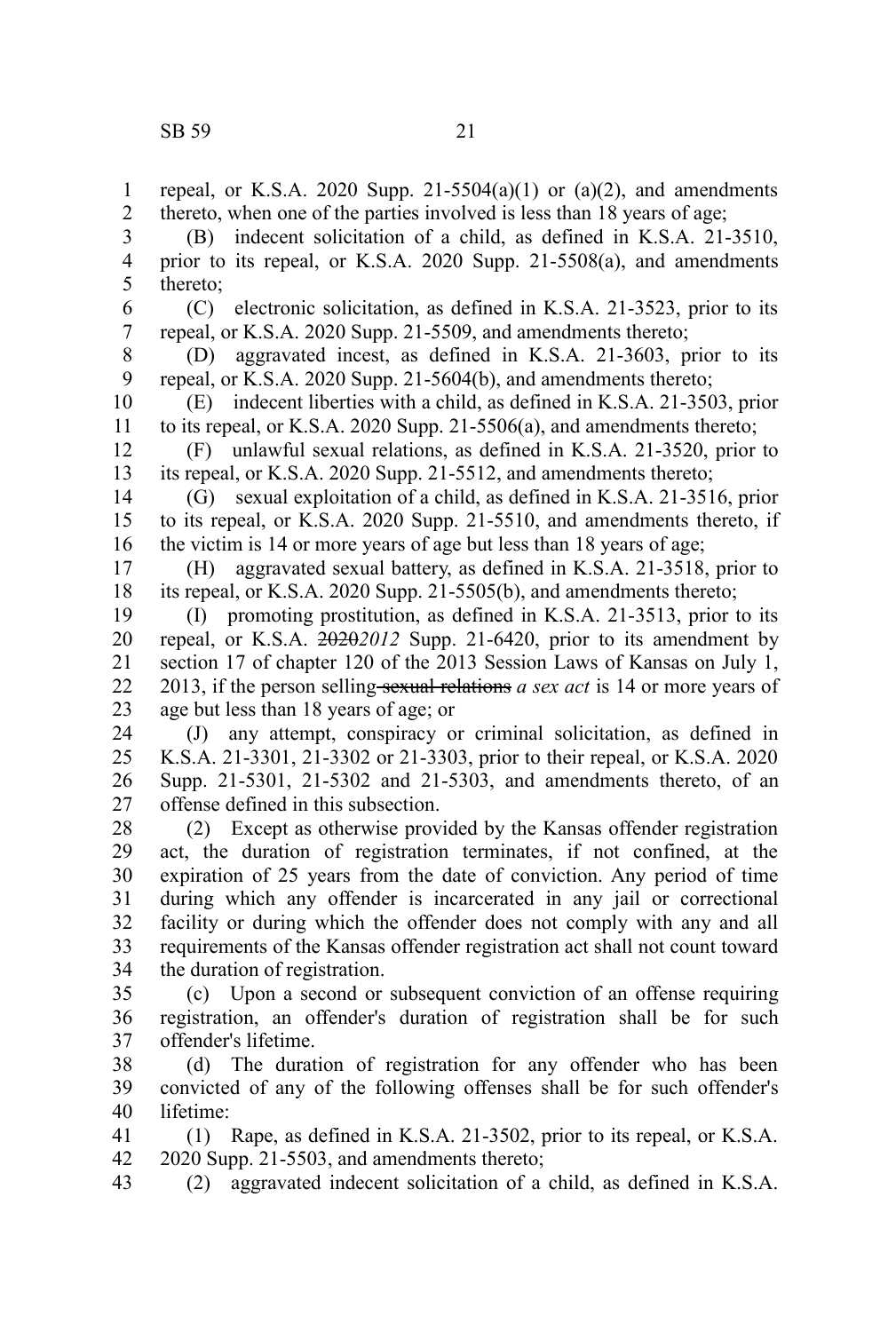repeal, or K.S.A. 2020 Supp. 21-5504(a)(1) or (a)(2), and amendments thereto, when one of the parties involved is less than 18 years of age;

(B) indecent solicitation of a child, as defined in K.S.A. 21-3510, prior to its repeal, or K.S.A. 2020 Supp. 21-5508(a), and amendments thereto;

(C) electronic solicitation, as defined in K.S.A. 21-3523, prior to its repeal, or K.S.A. 2020 Supp. 21-5509, and amendments thereto;

(D) aggravated incest, as defined in K.S.A. 21-3603, prior to its repeal, or K.S.A. 2020 Supp. 21-5604(b), and amendments thereto;

(E) indecent liberties with a child, as defined in K.S.A. 21-3503, prior to its repeal, or K.S.A. 2020 Supp. 21-5506(a), and amendments thereto;

(F) unlawful sexual relations, as defined in K.S.A. 21-3520, prior to its repeal, or K.S.A. 2020 Supp. 21-5512, and amendments thereto;

(G) sexual exploitation of a child, as defined in K.S.A. 21-3516, prior to its repeal, or K.S.A. 2020 Supp. 21-5510, and amendments thereto, if the victim is 14 or more years of age but less than 18 years of age;

(H) aggravated sexual battery, as defined in K.S.A. 21-3518, prior to its repeal, or K.S.A. 2020 Supp. 21-5505(b), and amendments thereto;

(I) promoting prostitution, as defined in K.S.A. 21-3513, prior to its repeal, or K.S.A. ~~2020~~*2012* Supp. 21-6420, prior to its amendment by section 17 of chapter 120 of the 2013 Session Laws of Kansas on July 1, 2013, if the person selling ~~sexual relations~~ *a sex act* is 14 or more years of age but less than 18 years of age; or

(J) any attempt, conspiracy or criminal solicitation, as defined in K.S.A. 21-3301, 21-3302 or 21-3303, prior to their repeal, or K.S.A. 2020 Supp. 21-5301, 21-5302 and 21-5303, and amendments thereto, of an offense defined in this subsection.

(2) Except as otherwise provided by the Kansas offender registration act, the duration of registration terminates, if not confined, at the expiration of 25 years from the date of conviction. Any period of time during which any offender is incarcerated in any jail or correctional facility or during which the offender does not comply with any and all requirements of the Kansas offender registration act shall not count toward the duration of registration.

(c) Upon a second or subsequent conviction of an offense requiring registration, an offender's duration of registration shall be for such offender's lifetime.

(d) The duration of registration for any offender who has been convicted of any of the following offenses shall be for such offender's lifetime:

(1) Rape, as defined in K.S.A. 21-3502, prior to its repeal, or K.S.A. 2020 Supp. 21-5503, and amendments thereto;

(2) aggravated indecent solicitation of a child, as defined in K.S.A.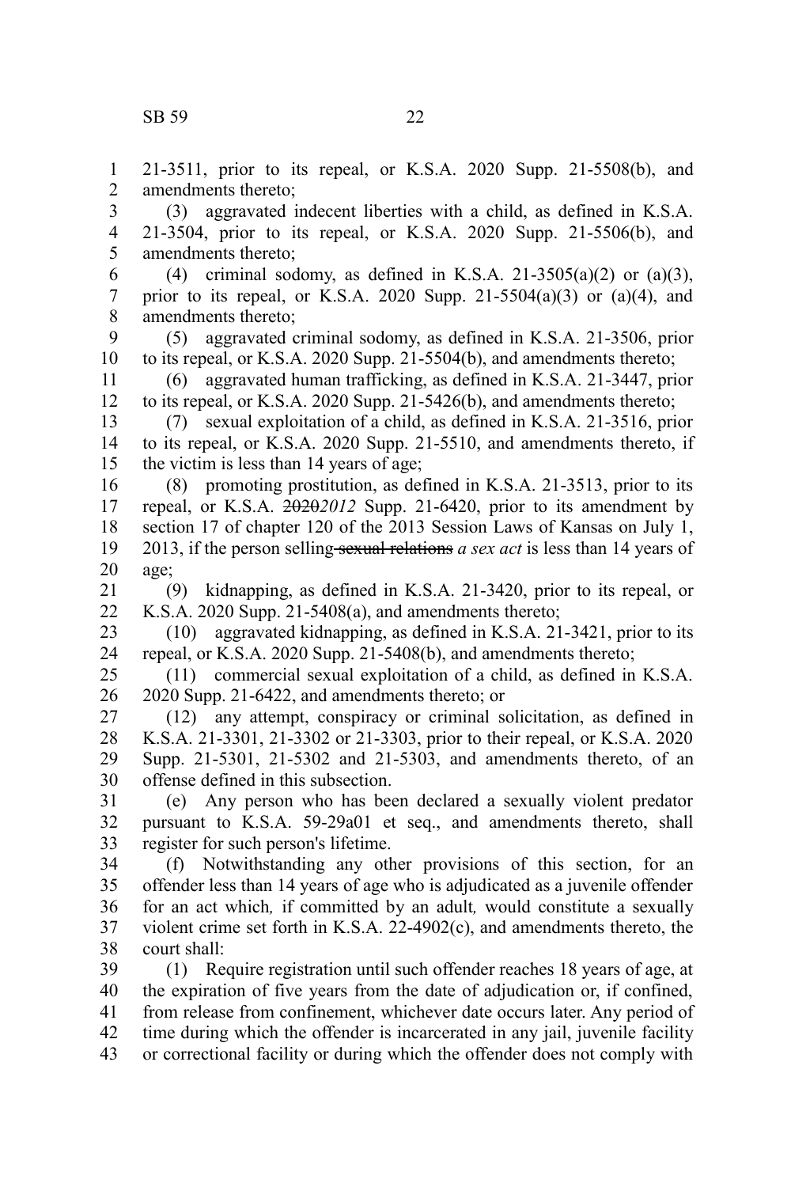21-3511, prior to its repeal, or K.S.A. 2020 Supp. 21-5508(b), and amendments thereto;

(3) aggravated indecent liberties with a child, as defined in K.S.A. 21-3504, prior to its repeal, or K.S.A. 2020 Supp. 21-5506(b), and amendments thereto;

(4) criminal sodomy, as defined in K.S.A. 21-3505(a)(2) or (a)(3), prior to its repeal, or K.S.A. 2020 Supp. 21-5504(a)(3) or (a)(4), and amendments thereto;

(5) aggravated criminal sodomy, as defined in K.S.A. 21-3506, prior to its repeal, or K.S.A. 2020 Supp. 21-5504(b), and amendments thereto;

(6) aggravated human trafficking, as defined in K.S.A. 21-3447, prior to its repeal, or K.S.A. 2020 Supp. 21-5426(b), and amendments thereto;

(7) sexual exploitation of a child, as defined in K.S.A. 21-3516, prior to its repeal, or K.S.A. 2020 Supp. 21-5510, and amendments thereto, if the victim is less than 14 years of age;

(8) promoting prostitution, as defined in K.S.A. 21-3513, prior to its repeal, or K.S.A. ~~2020~~*2012* Supp. 21-6420, prior to its amendment by section 17 of chapter 120 of the 2013 Session Laws of Kansas on July 1, 2013, if the person selling ~~sexual relations~~ *a sex act* is less than 14 years of age;

(9) kidnapping, as defined in K.S.A. 21-3420, prior to its repeal, or K.S.A. 2020 Supp. 21-5408(a), and amendments thereto;

(10) aggravated kidnapping, as defined in K.S.A. 21-3421, prior to its repeal, or K.S.A. 2020 Supp. 21-5408(b), and amendments thereto;

(11) commercial sexual exploitation of a child, as defined in K.S.A. 2020 Supp. 21-6422, and amendments thereto; or

(12) any attempt, conspiracy or criminal solicitation, as defined in K.S.A. 21-3301, 21-3302 or 21-3303, prior to their repeal, or K.S.A. 2020 Supp. 21-5301, 21-5302 and 21-5303, and amendments thereto, of an offense defined in this subsection.

(e) Any person who has been declared a sexually violent predator pursuant to K.S.A. 59-29a01 et seq., and amendments thereto, shall register for such person's lifetime.

(f) Notwithstanding any other provisions of this section, for an offender less than 14 years of age who is adjudicated as a juvenile offender for an act which*,* if committed by an adult*,* would constitute a sexually violent crime set forth in K.S.A. 22-4902(c), and amendments thereto, the court shall:

(1) Require registration until such offender reaches 18 years of age, at the expiration of five years from the date of adjudication or, if confined, from release from confinement, whichever date occurs later. Any period of time during which the offender is incarcerated in any jail, juvenile facility or correctional facility or during which the offender does not comply with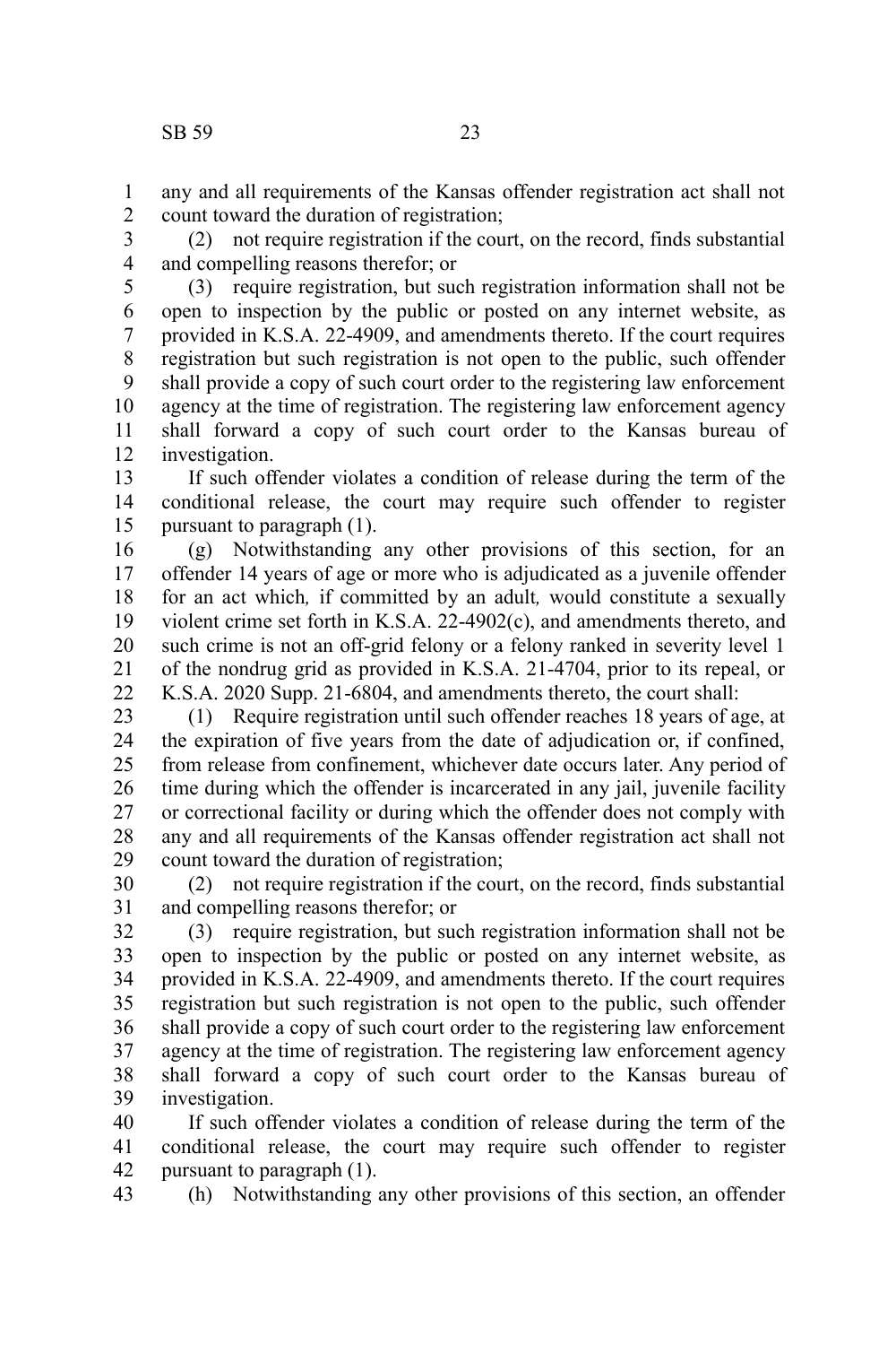any and all requirements of the Kansas offender registration act shall not count toward the duration of registration;

(2) not require registration if the court, on the record, finds substantial and compelling reasons therefor; or

(3) require registration, but such registration information shall not be open to inspection by the public or posted on any internet website, as provided in K.S.A. 22-4909, and amendments thereto. If the court requires registration but such registration is not open to the public, such offender shall provide a copy of such court order to the registering law enforcement agency at the time of registration. The registering law enforcement agency shall forward a copy of such court order to the Kansas bureau of investigation.

If such offender violates a condition of release during the term of the conditional release, the court may require such offender to register pursuant to paragraph (1).

(g) Notwithstanding any other provisions of this section, for an offender 14 years of age or more who is adjudicated as a juvenile offender for an act which*,* if committed by an adult*,* would constitute a sexually violent crime set forth in K.S.A. 22-4902(c), and amendments thereto, and such crime is not an off-grid felony or a felony ranked in severity level 1 of the nondrug grid as provided in K.S.A. 21-4704, prior to its repeal, or K.S.A. 2020 Supp. 21-6804, and amendments thereto, the court shall:

(1) Require registration until such offender reaches 18 years of age, at the expiration of five years from the date of adjudication or, if confined, from release from confinement, whichever date occurs later. Any period of time during which the offender is incarcerated in any jail, juvenile facility or correctional facility or during which the offender does not comply with any and all requirements of the Kansas offender registration act shall not count toward the duration of registration;

(2) not require registration if the court, on the record, finds substantial and compelling reasons therefor; or

(3) require registration, but such registration information shall not be open to inspection by the public or posted on any internet website, as provided in K.S.A. 22-4909, and amendments thereto. If the court requires registration but such registration is not open to the public, such offender shall provide a copy of such court order to the registering law enforcement agency at the time of registration. The registering law enforcement agency shall forward a copy of such court order to the Kansas bureau of investigation.

If such offender violates a condition of release during the term of the conditional release, the court may require such offender to register pursuant to paragraph (1).

(h) Notwithstanding any other provisions of this section, an offender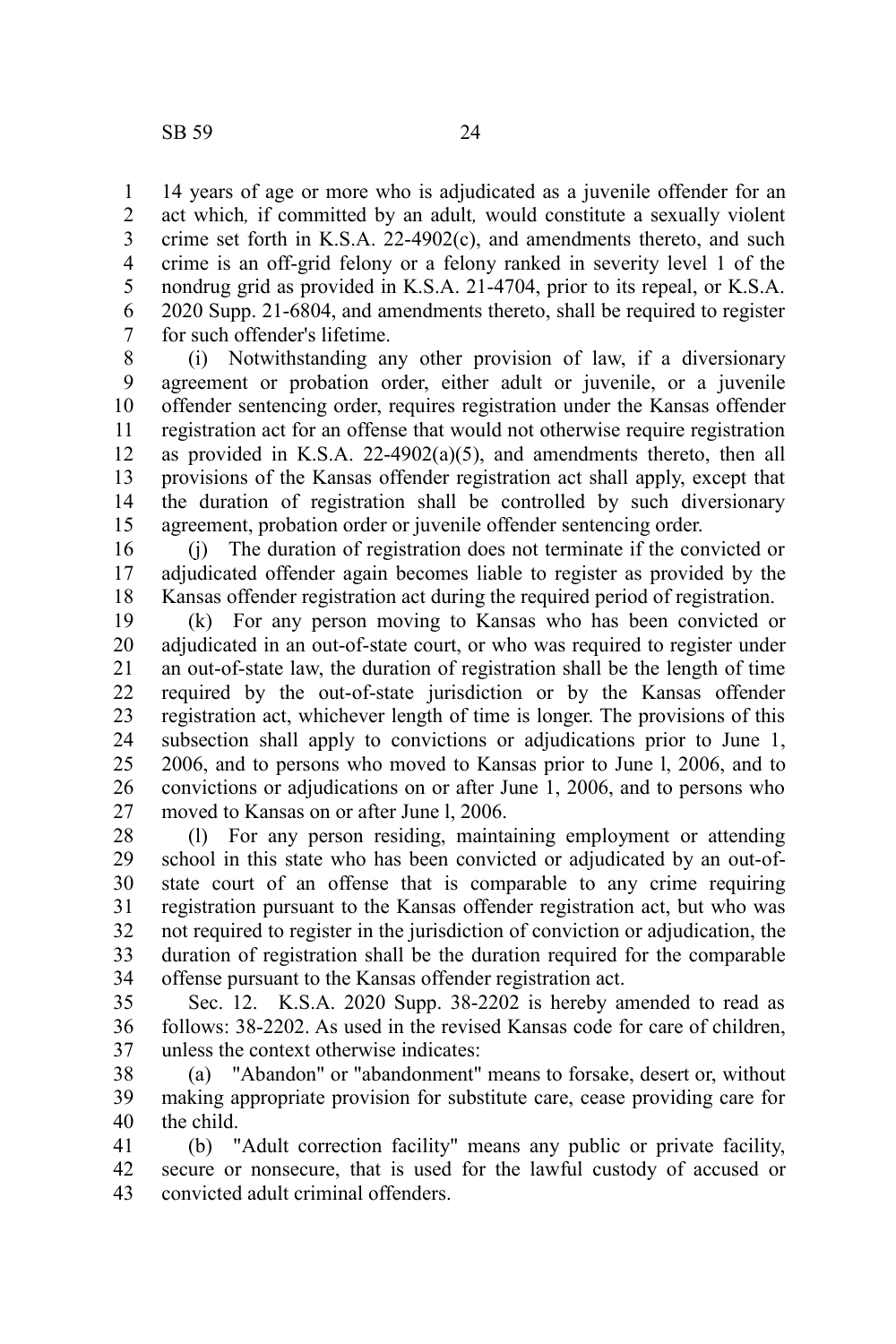14 years of age or more who is adjudicated as a juvenile offender for an act which*,* if committed by an adult*,* would constitute a sexually violent crime set forth in K.S.A. 22-4902(c), and amendments thereto, and such crime is an off-grid felony or a felony ranked in severity level 1 of the nondrug grid as provided in K.S.A. 21-4704, prior to its repeal, or K.S.A. 2020 Supp. 21-6804, and amendments thereto, shall be required to register for such offender's lifetime.

(i) Notwithstanding any other provision of law, if a diversionary agreement or probation order, either adult or juvenile, or a juvenile offender sentencing order, requires registration under the Kansas offender registration act for an offense that would not otherwise require registration as provided in K.S.A. 22-4902(a)(5), and amendments thereto, then all provisions of the Kansas offender registration act shall apply, except that the duration of registration shall be controlled by such diversionary agreement, probation order or juvenile offender sentencing order.

(j) The duration of registration does not terminate if the convicted or adjudicated offender again becomes liable to register as provided by the Kansas offender registration act during the required period of registration.

(k) For any person moving to Kansas who has been convicted or adjudicated in an out-of-state court, or who was required to register under an out-of-state law, the duration of registration shall be the length of time required by the out-of-state jurisdiction or by the Kansas offender registration act, whichever length of time is longer. The provisions of this subsection shall apply to convictions or adjudications prior to June 1, 2006, and to persons who moved to Kansas prior to June l, 2006, and to convictions or adjudications on or after June 1, 2006, and to persons who moved to Kansas on or after June l, 2006.

(l) For any person residing, maintaining employment or attending school in this state who has been convicted or adjudicated by an out-of-state court of an offense that is comparable to any crime requiring registration pursuant to the Kansas offender registration act, but who was not required to register in the jurisdiction of conviction or adjudication, the duration of registration shall be the duration required for the comparable offense pursuant to the Kansas offender registration act.

Sec. 12. K.S.A. 2020 Supp. 38-2202 is hereby amended to read as follows: 38-2202. As used in the revised Kansas code for care of children, unless the context otherwise indicates:

(a) "Abandon" or "abandonment" means to forsake, desert or, without making appropriate provision for substitute care, cease providing care for the child.

(b) "Adult correction facility" means any public or private facility, secure or nonsecure, that is used for the lawful custody of accused or convicted adult criminal offenders.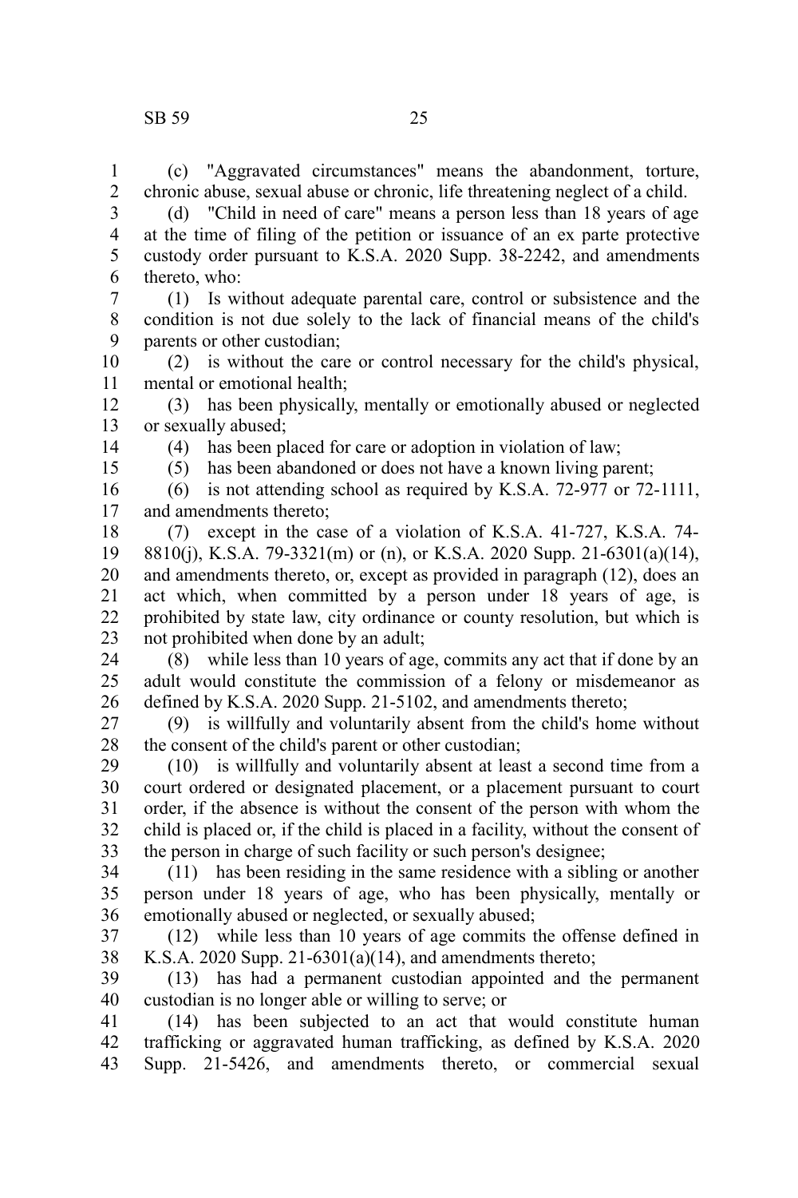(c) "Aggravated circumstances" means the abandonment, torture, chronic abuse, sexual abuse or chronic, life threatening neglect of a child.

(d) "Child in need of care" means a person less than 18 years of age at the time of filing of the petition or issuance of an ex parte protective custody order pursuant to K.S.A. 2020 Supp. 38-2242, and amendments thereto, who:

(1) Is without adequate parental care, control or subsistence and the condition is not due solely to the lack of financial means of the child's parents or other custodian;

(2) is without the care or control necessary for the child's physical, mental or emotional health;

(3) has been physically, mentally or emotionally abused or neglected or sexually abused;

(4) has been placed for care or adoption in violation of law;

(5) has been abandoned or does not have a known living parent;

(6) is not attending school as required by K.S.A. 72-977 or 72-1111, and amendments thereto;

(7) except in the case of a violation of K.S.A. 41-727, K.S.A. 74-8810(j), K.S.A. 79-3321(m) or (n), or K.S.A. 2020 Supp. 21-6301(a)(14), and amendments thereto, or, except as provided in paragraph (12), does an act which, when committed by a person under 18 years of age, is prohibited by state law, city ordinance or county resolution, but which is not prohibited when done by an adult;

(8) while less than 10 years of age, commits any act that if done by an adult would constitute the commission of a felony or misdemeanor as defined by K.S.A. 2020 Supp. 21-5102, and amendments thereto;

(9) is willfully and voluntarily absent from the child's home without the consent of the child's parent or other custodian;

(10) is willfully and voluntarily absent at least a second time from a court ordered or designated placement, or a placement pursuant to court order, if the absence is without the consent of the person with whom the child is placed or, if the child is placed in a facility, without the consent of the person in charge of such facility or such person's designee;

(11) has been residing in the same residence with a sibling or another person under 18 years of age, who has been physically, mentally or emotionally abused or neglected, or sexually abused;

(12) while less than 10 years of age commits the offense defined in K.S.A. 2020 Supp. 21-6301(a)(14), and amendments thereto;

(13) has had a permanent custodian appointed and the permanent custodian is no longer able or willing to serve; or

(14) has been subjected to an act that would constitute human trafficking or aggravated human trafficking, as defined by K.S.A. 2020 Supp. 21-5426, and amendments thereto, or commercial sexual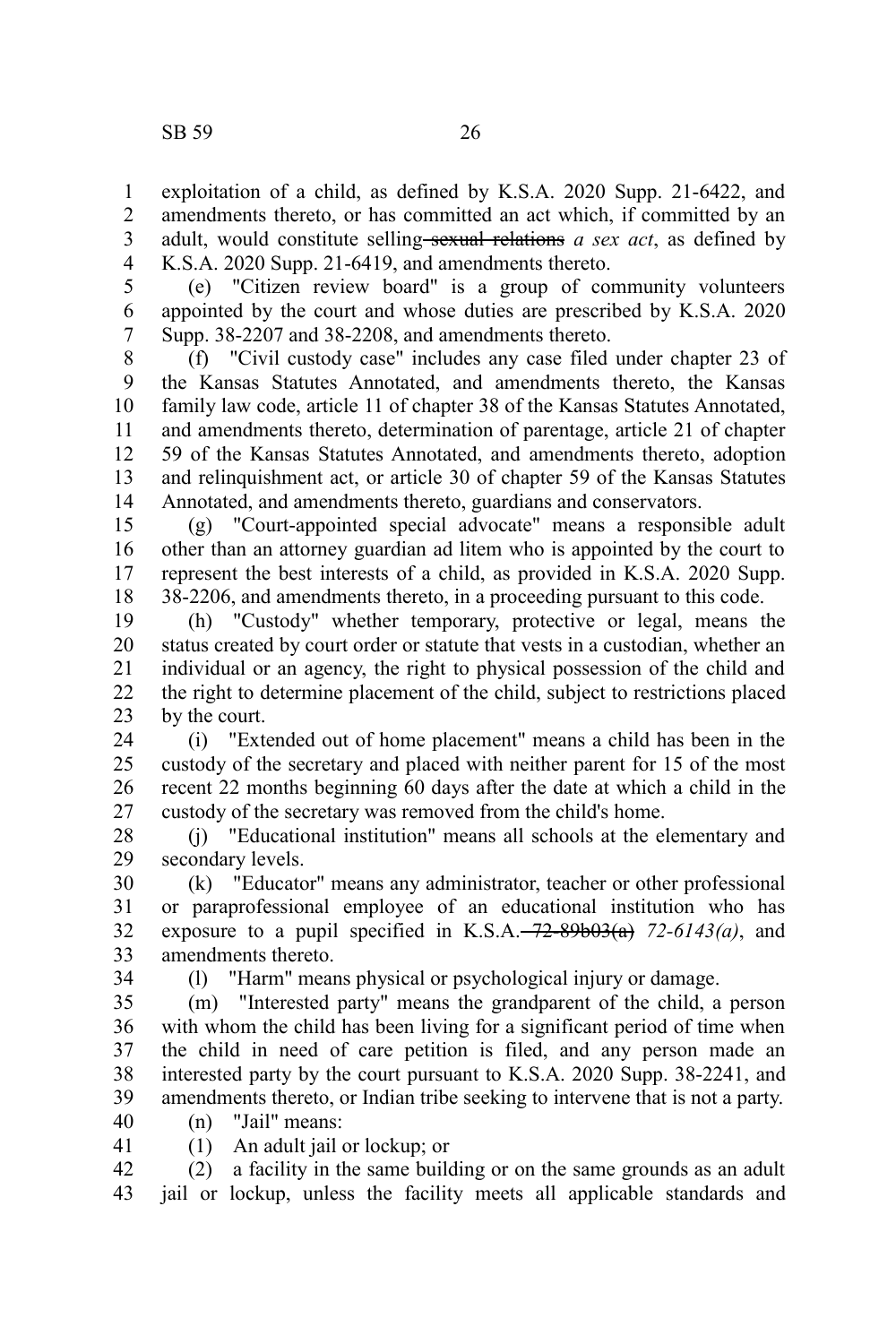exploitation of a child, as defined by K.S.A. 2020 Supp. 21-6422, and amendments thereto, or has committed an act which, if committed by an adult, would constitute selling ~~sexual relations~~ *a sex act*, as defined by K.S.A. 2020 Supp. 21-6419, and amendments thereto.

(e) "Citizen review board" is a group of community volunteers appointed by the court and whose duties are prescribed by K.S.A. 2020 Supp. 38-2207 and 38-2208, and amendments thereto.

(f) "Civil custody case" includes any case filed under chapter 23 of the Kansas Statutes Annotated, and amendments thereto, the Kansas family law code, article 11 of chapter 38 of the Kansas Statutes Annotated, and amendments thereto, determination of parentage, article 21 of chapter 59 of the Kansas Statutes Annotated, and amendments thereto, adoption and relinquishment act, or article 30 of chapter 59 of the Kansas Statutes Annotated, and amendments thereto, guardians and conservators.

(g) "Court-appointed special advocate" means a responsible adult other than an attorney guardian ad litem who is appointed by the court to represent the best interests of a child, as provided in K.S.A. 2020 Supp. 38-2206, and amendments thereto, in a proceeding pursuant to this code.

(h) "Custody" whether temporary, protective or legal, means the status created by court order or statute that vests in a custodian, whether an individual or an agency, the right to physical possession of the child and the right to determine placement of the child, subject to restrictions placed by the court.

(i) "Extended out of home placement" means a child has been in the custody of the secretary and placed with neither parent for 15 of the most recent 22 months beginning 60 days after the date at which a child in the custody of the secretary was removed from the child's home.

(j) "Educational institution" means all schools at the elementary and secondary levels.

(k) "Educator" means any administrator, teacher or other professional or paraprofessional employee of an educational institution who has exposure to a pupil specified in K.S.A. ~~72-89b03(a)~~ *72-6143(a)*, and amendments thereto.

(l) "Harm" means physical or psychological injury or damage.

(m) "Interested party" means the grandparent of the child, a person with whom the child has been living for a significant period of time when the child in need of care petition is filed, and any person made an interested party by the court pursuant to K.S.A. 2020 Supp. 38-2241, and amendments thereto, or Indian tribe seeking to intervene that is not a party.

(n) "Jail" means:

(1) An adult jail or lockup; or

(2) a facility in the same building or on the same grounds as an adult jail or lockup, unless the facility meets all applicable standards and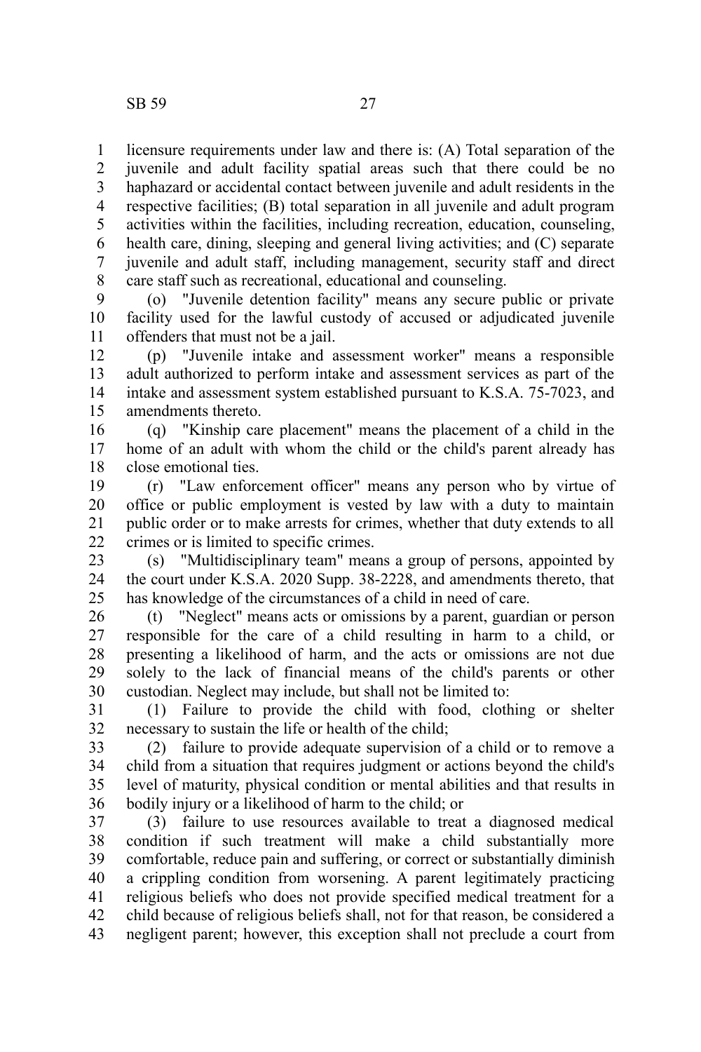licensure requirements under law and there is: (A) Total separation of the juvenile and adult facility spatial areas such that there could be no haphazard or accidental contact between juvenile and adult residents in the respective facilities; (B) total separation in all juvenile and adult program activities within the facilities, including recreation, education, counseling, health care, dining, sleeping and general living activities; and (C) separate juvenile and adult staff, including management, security staff and direct care staff such as recreational, educational and counseling.

(o) "Juvenile detention facility" means any secure public or private facility used for the lawful custody of accused or adjudicated juvenile offenders that must not be a jail.

(p) "Juvenile intake and assessment worker" means a responsible adult authorized to perform intake and assessment services as part of the intake and assessment system established pursuant to K.S.A. 75-7023, and amendments thereto.

(q) "Kinship care placement" means the placement of a child in the home of an adult with whom the child or the child's parent already has close emotional ties.

(r) "Law enforcement officer" means any person who by virtue of office or public employment is vested by law with a duty to maintain public order or to make arrests for crimes, whether that duty extends to all crimes or is limited to specific crimes.

(s) "Multidisciplinary team" means a group of persons, appointed by the court under K.S.A. 2020 Supp. 38-2228, and amendments thereto, that has knowledge of the circumstances of a child in need of care.

(t) "Neglect" means acts or omissions by a parent, guardian or person responsible for the care of a child resulting in harm to a child, or presenting a likelihood of harm, and the acts or omissions are not due solely to the lack of financial means of the child's parents or other custodian. Neglect may include, but shall not be limited to:

(1) Failure to provide the child with food, clothing or shelter necessary to sustain the life or health of the child;

(2) failure to provide adequate supervision of a child or to remove a child from a situation that requires judgment or actions beyond the child's level of maturity, physical condition or mental abilities and that results in bodily injury or a likelihood of harm to the child; or

(3) failure to use resources available to treat a diagnosed medical condition if such treatment will make a child substantially more comfortable, reduce pain and suffering, or correct or substantially diminish a crippling condition from worsening. A parent legitimately practicing religious beliefs who does not provide specified medical treatment for a child because of religious beliefs shall, not for that reason, be considered a negligent parent; however, this exception shall not preclude a court from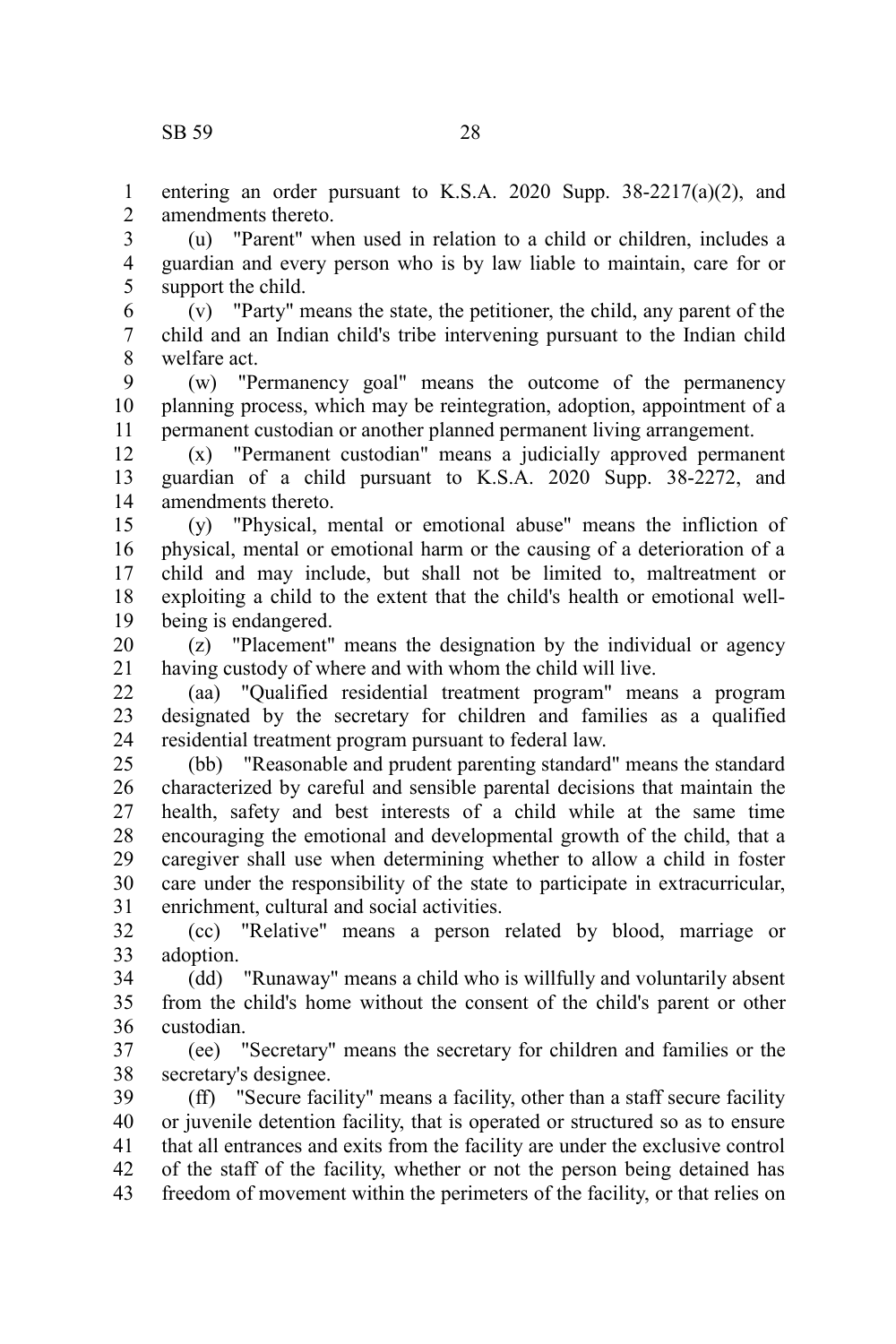entering an order pursuant to K.S.A. 2020 Supp. 38-2217(a)(2), and amendments thereto.

(u) "Parent" when used in relation to a child or children, includes a guardian and every person who is by law liable to maintain, care for or support the child.

(v) "Party" means the state, the petitioner, the child, any parent of the child and an Indian child's tribe intervening pursuant to the Indian child welfare act.

(w) "Permanency goal" means the outcome of the permanency planning process, which may be reintegration, adoption, appointment of a permanent custodian or another planned permanent living arrangement.

(x) "Permanent custodian" means a judicially approved permanent guardian of a child pursuant to K.S.A. 2020 Supp. 38-2272, and amendments thereto.

(y) "Physical, mental or emotional abuse" means the infliction of physical, mental or emotional harm or the causing of a deterioration of a child and may include, but shall not be limited to, maltreatment or exploiting a child to the extent that the child's health or emotional well-being is endangered.

(z) "Placement" means the designation by the individual or agency having custody of where and with whom the child will live.

(aa) "Qualified residential treatment program" means a program designated by the secretary for children and families as a qualified residential treatment program pursuant to federal law.

(bb) "Reasonable and prudent parenting standard" means the standard characterized by careful and sensible parental decisions that maintain the health, safety and best interests of a child while at the same time encouraging the emotional and developmental growth of the child, that a caregiver shall use when determining whether to allow a child in foster care under the responsibility of the state to participate in extracurricular, enrichment, cultural and social activities.

(cc) "Relative" means a person related by blood, marriage or adoption.

(dd) "Runaway" means a child who is willfully and voluntarily absent from the child's home without the consent of the child's parent or other custodian.

(ee) "Secretary" means the secretary for children and families or the secretary's designee.

(ff) "Secure facility" means a facility, other than a staff secure facility or juvenile detention facility, that is operated or structured so as to ensure that all entrances and exits from the facility are under the exclusive control of the staff of the facility, whether or not the person being detained has freedom of movement within the perimeters of the facility, or that relies on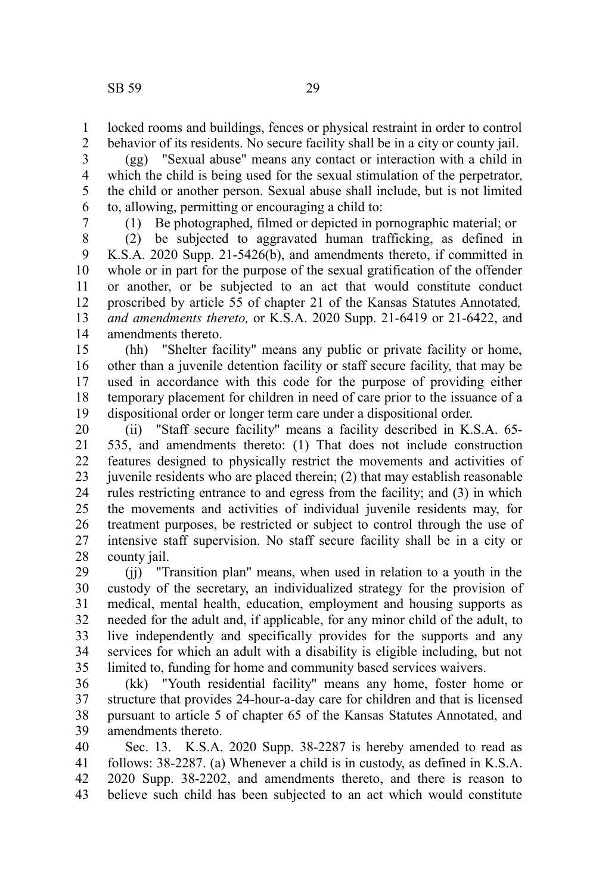locked rooms and buildings, fences or physical restraint in order to control behavior of its residents. No secure facility shall be in a city or county jail.

(gg) "Sexual abuse" means any contact or interaction with a child in which the child is being used for the sexual stimulation of the perpetrator, the child or another person. Sexual abuse shall include, but is not limited to, allowing, permitting or encouraging a child to:

(1) Be photographed, filmed or depicted in pornographic material; or

(2) be subjected to aggravated human trafficking, as defined in K.S.A. 2020 Supp. 21-5426(b), and amendments thereto, if committed in whole or in part for the purpose of the sexual gratification of the offender or another, or be subjected to an act that would constitute conduct proscribed by article 55 of chapter 21 of the Kansas Statutes Annotated*, and amendments thereto,* or K.S.A. 2020 Supp. 21-6419 or 21-6422, and amendments thereto.

(hh) "Shelter facility" means any public or private facility or home, other than a juvenile detention facility or staff secure facility, that may be used in accordance with this code for the purpose of providing either temporary placement for children in need of care prior to the issuance of a dispositional order or longer term care under a dispositional order.

(ii) "Staff secure facility" means a facility described in K.S.A. 65-535, and amendments thereto: (1) That does not include construction features designed to physically restrict the movements and activities of juvenile residents who are placed therein; (2) that may establish reasonable rules restricting entrance to and egress from the facility; and (3) in which the movements and activities of individual juvenile residents may, for treatment purposes, be restricted or subject to control through the use of intensive staff supervision. No staff secure facility shall be in a city or county jail.

(jj) "Transition plan" means, when used in relation to a youth in the custody of the secretary, an individualized strategy for the provision of medical, mental health, education, employment and housing supports as needed for the adult and, if applicable, for any minor child of the adult, to live independently and specifically provides for the supports and any services for which an adult with a disability is eligible including, but not limited to, funding for home and community based services waivers.

(kk) "Youth residential facility" means any home, foster home or structure that provides 24-hour-a-day care for children and that is licensed pursuant to article 5 of chapter 65 of the Kansas Statutes Annotated, and amendments thereto.

Sec. 13. K.S.A. 2020 Supp. 38-2287 is hereby amended to read as follows: 38-2287. (a) Whenever a child is in custody, as defined in K.S.A. 2020 Supp. 38-2202, and amendments thereto, and there is reason to believe such child has been subjected to an act which would constitute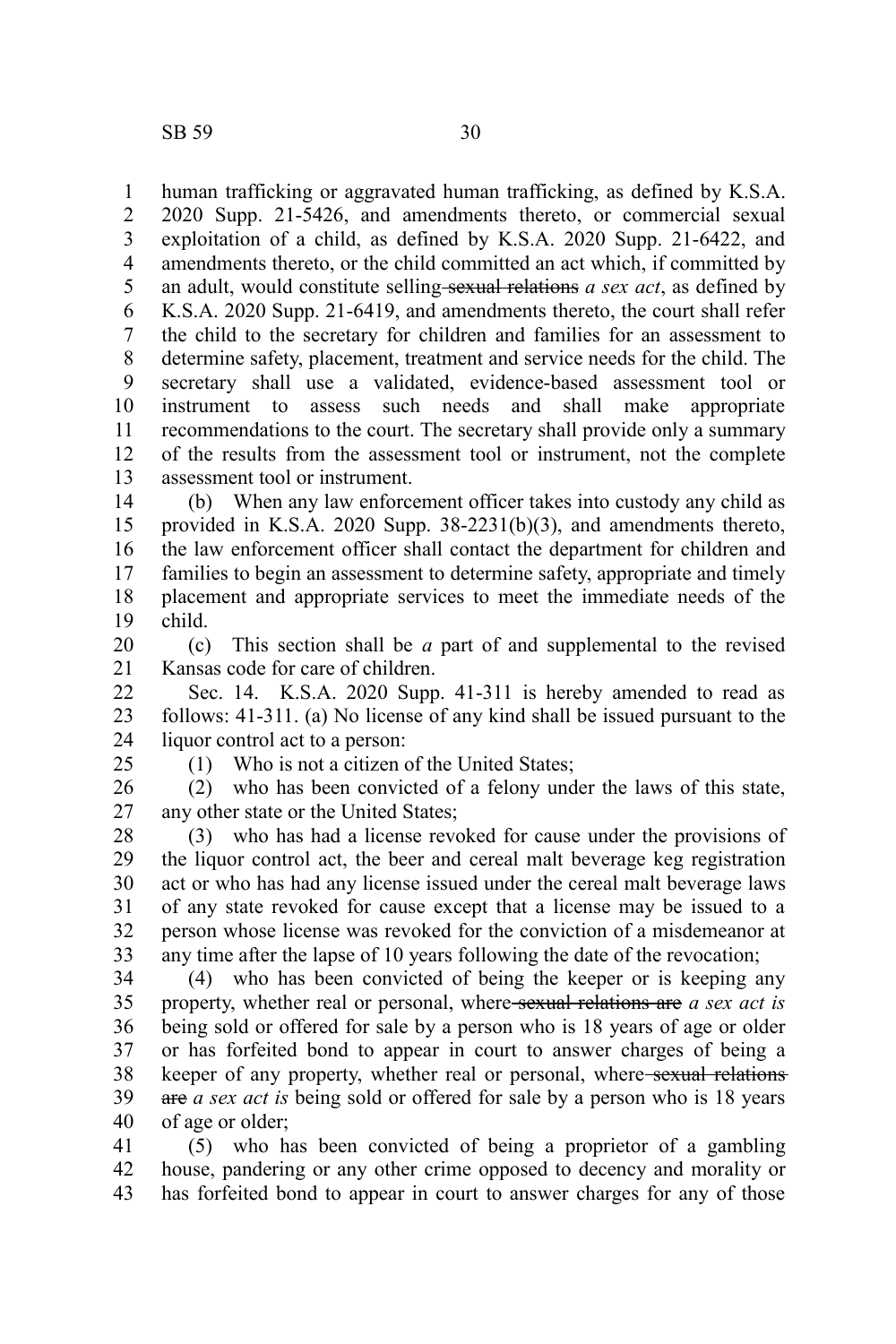human trafficking or aggravated human trafficking, as defined by K.S.A. 2020 Supp. 21-5426, and amendments thereto, or commercial sexual exploitation of a child, as defined by K.S.A. 2020 Supp. 21-6422, and amendments thereto, or the child committed an act which, if committed by an adult, would constitute selling ~~sexual relations~~ *a sex act*, as defined by K.S.A. 2020 Supp. 21-6419, and amendments thereto, the court shall refer the child to the secretary for children and families for an assessment to determine safety, placement, treatment and service needs for the child. The secretary shall use a validated, evidence-based assessment tool or instrument to assess such needs and shall make appropriate recommendations to the court. The secretary shall provide only a summary of the results from the assessment tool or instrument, not the complete assessment tool or instrument.

(b) When any law enforcement officer takes into custody any child as provided in K.S.A. 2020 Supp. 38-2231(b)(3), and amendments thereto, the law enforcement officer shall contact the department for children and families to begin an assessment to determine safety, appropriate and timely placement and appropriate services to meet the immediate needs of the child.

(c) This section shall be *a* part of and supplemental to the revised Kansas code for care of children.

Sec. 14. K.S.A. 2020 Supp. 41-311 is hereby amended to read as follows: 41-311. (a) No license of any kind shall be issued pursuant to the liquor control act to a person:

(1) Who is not a citizen of the United States;

(2) who has been convicted of a felony under the laws of this state, any other state or the United States;

(3) who has had a license revoked for cause under the provisions of the liquor control act, the beer and cereal malt beverage keg registration act or who has had any license issued under the cereal malt beverage laws of any state revoked for cause except that a license may be issued to a person whose license was revoked for the conviction of a misdemeanor at any time after the lapse of 10 years following the date of the revocation;

(4) who has been convicted of being the keeper or is keeping any property, whether real or personal, where ~~sexual relations are~~ *a sex act is* being sold or offered for sale by a person who is 18 years of age or older or has forfeited bond to appear in court to answer charges of being a keeper of any property, whether real or personal, where ~~sexual relations are~~ *a sex act is* being sold or offered for sale by a person who is 18 years of age or older;

(5) who has been convicted of being a proprietor of a gambling house, pandering or any other crime opposed to decency and morality or has forfeited bond to appear in court to answer charges for any of those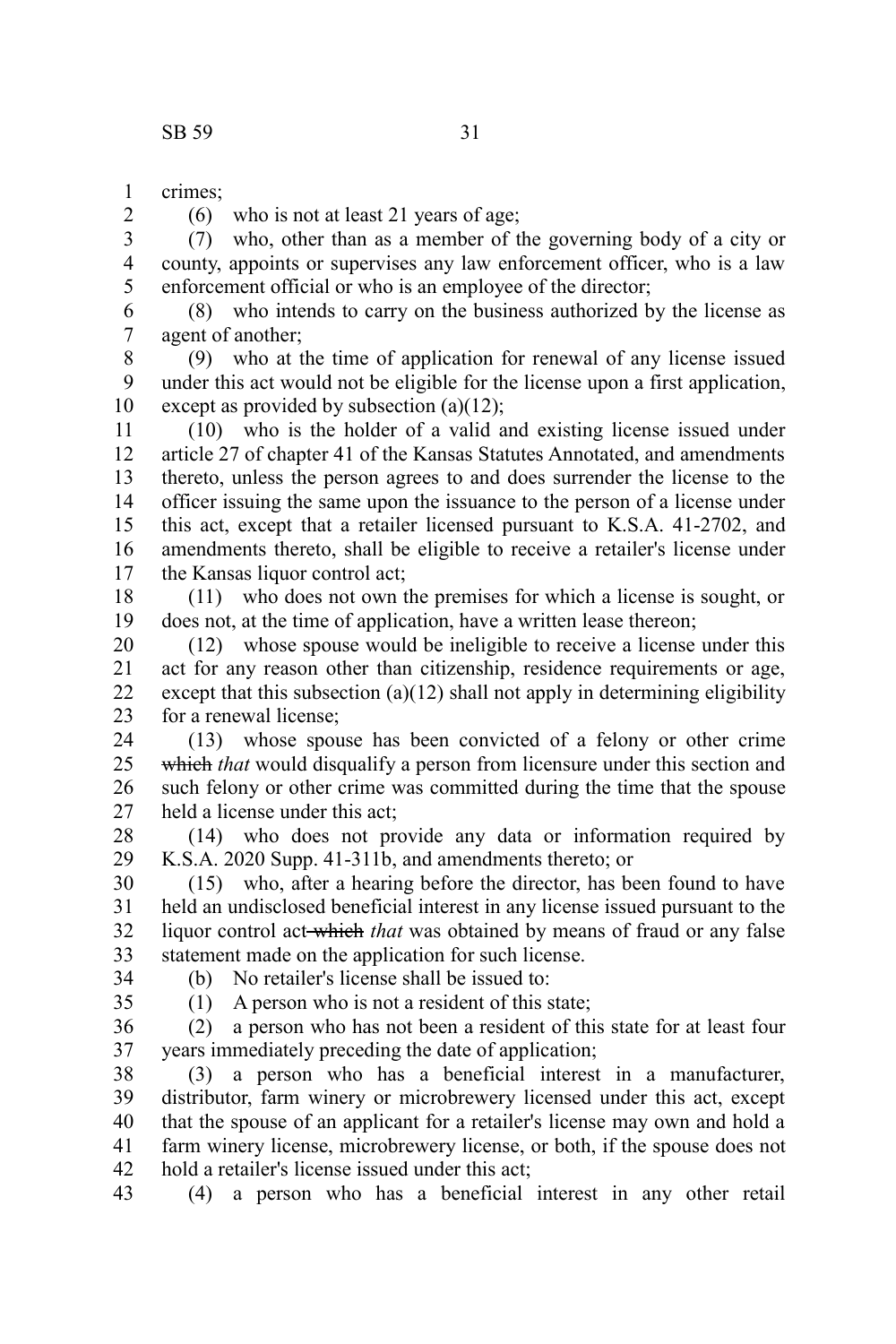crimes;

(6) who is not at least 21 years of age;

(7) who, other than as a member of the governing body of a city or county, appoints or supervises any law enforcement officer, who is a law enforcement official or who is an employee of the director;

(8) who intends to carry on the business authorized by the license as agent of another;

(9) who at the time of application for renewal of any license issued under this act would not be eligible for the license upon a first application, except as provided by subsection (a)(12);

(10) who is the holder of a valid and existing license issued under article 27 of chapter 41 of the Kansas Statutes Annotated, and amendments thereto, unless the person agrees to and does surrender the license to the officer issuing the same upon the issuance to the person of a license under this act, except that a retailer licensed pursuant to K.S.A. 41-2702, and amendments thereto, shall be eligible to receive a retailer's license under the Kansas liquor control act;

(11) who does not own the premises for which a license is sought, or does not, at the time of application, have a written lease thereon;

(12) whose spouse would be ineligible to receive a license under this act for any reason other than citizenship, residence requirements or age, except that this subsection (a)(12) shall not apply in determining eligibility for a renewal license;

(13) whose spouse has been convicted of a felony or other crime ~~which~~ *that* would disqualify a person from licensure under this section and such felony or other crime was committed during the time that the spouse held a license under this act;

(14) who does not provide any data or information required by K.S.A. 2020 Supp. 41-311b, and amendments thereto; or

(15) who, after a hearing before the director, has been found to have held an undisclosed beneficial interest in any license issued pursuant to the liquor control act ~~which~~ *that* was obtained by means of fraud or any false statement made on the application for such license.

(b) No retailer's license shall be issued to:

(1) A person who is not a resident of this state;

(2) a person who has not been a resident of this state for at least four years immediately preceding the date of application;

(3) a person who has a beneficial interest in a manufacturer, distributor, farm winery or microbrewery licensed under this act, except that the spouse of an applicant for a retailer's license may own and hold a farm winery license, microbrewery license, or both, if the spouse does not hold a retailer's license issued under this act;

(4) a person who has a beneficial interest in any other retail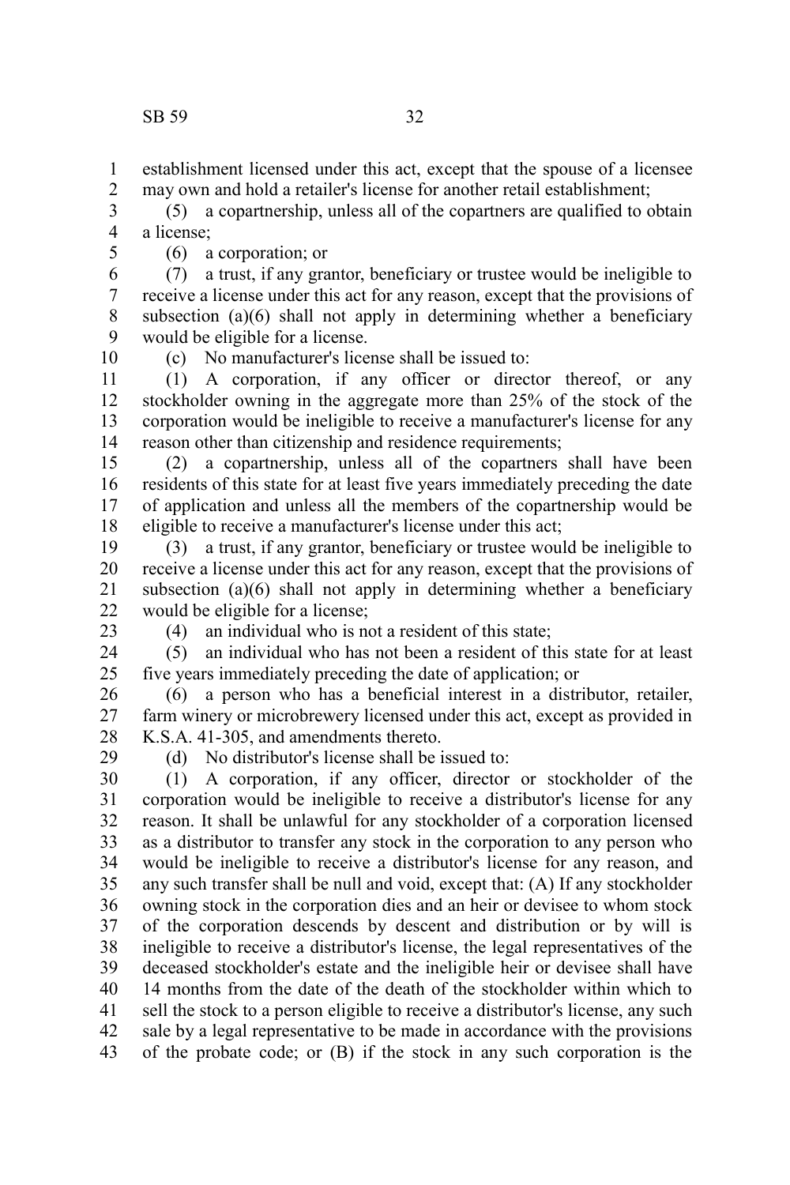establishment licensed under this act, except that the spouse of a licensee may own and hold a retailer's license for another retail establishment;

(5) a copartnership, unless all of the copartners are qualified to obtain a license;

(6) a corporation; or

(7) a trust, if any grantor, beneficiary or trustee would be ineligible to receive a license under this act for any reason, except that the provisions of subsection (a)(6) shall not apply in determining whether a beneficiary would be eligible for a license.

(c) No manufacturer's license shall be issued to:

(1) A corporation, if any officer or director thereof, or any stockholder owning in the aggregate more than 25% of the stock of the corporation would be ineligible to receive a manufacturer's license for any reason other than citizenship and residence requirements;

(2) a copartnership, unless all of the copartners shall have been residents of this state for at least five years immediately preceding the date of application and unless all the members of the copartnership would be eligible to receive a manufacturer's license under this act;

(3) a trust, if any grantor, beneficiary or trustee would be ineligible to receive a license under this act for any reason, except that the provisions of subsection (a)(6) shall not apply in determining whether a beneficiary would be eligible for a license;

(4) an individual who is not a resident of this state;

(5) an individual who has not been a resident of this state for at least five years immediately preceding the date of application; or

(6) a person who has a beneficial interest in a distributor, retailer, farm winery or microbrewery licensed under this act, except as provided in K.S.A. 41-305, and amendments thereto.

(d) No distributor's license shall be issued to:

(1) A corporation, if any officer, director or stockholder of the corporation would be ineligible to receive a distributor's license for any reason. It shall be unlawful for any stockholder of a corporation licensed as a distributor to transfer any stock in the corporation to any person who would be ineligible to receive a distributor's license for any reason, and any such transfer shall be null and void, except that: (A) If any stockholder owning stock in the corporation dies and an heir or devisee to whom stock of the corporation descends by descent and distribution or by will is ineligible to receive a distributor's license, the legal representatives of the deceased stockholder's estate and the ineligible heir or devisee shall have 14 months from the date of the death of the stockholder within which to sell the stock to a person eligible to receive a distributor's license, any such sale by a legal representative to be made in accordance with the provisions of the probate code; or (B) if the stock in any such corporation is the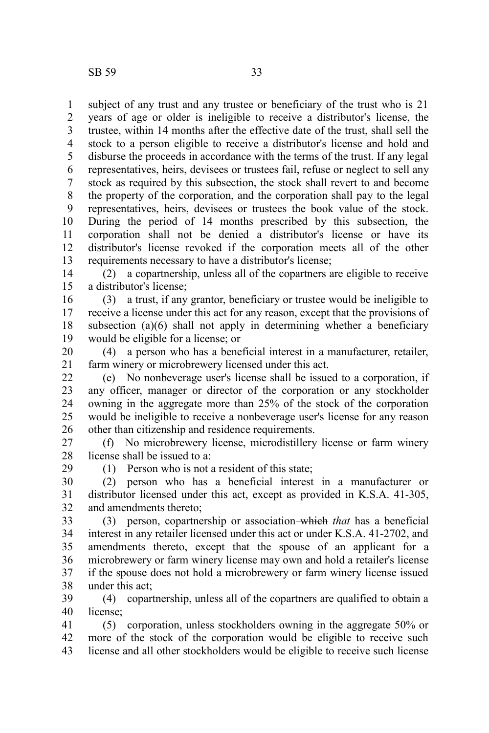subject of any trust and any trustee or beneficiary of the trust who is 21 years of age or older is ineligible to receive a distributor's license, the trustee, within 14 months after the effective date of the trust, shall sell the stock to a person eligible to receive a distributor's license and hold and disburse the proceeds in accordance with the terms of the trust. If any legal representatives, heirs, devisees or trustees fail, refuse or neglect to sell any stock as required by this subsection, the stock shall revert to and become the property of the corporation, and the corporation shall pay to the legal representatives, heirs, devisees or trustees the book value of the stock. During the period of 14 months prescribed by this subsection, the corporation shall not be denied a distributor's license or have its distributor's license revoked if the corporation meets all of the other requirements necessary to have a distributor's license;

(2) a copartnership, unless all of the copartners are eligible to receive a distributor's license;

(3) a trust, if any grantor, beneficiary or trustee would be ineligible to receive a license under this act for any reason, except that the provisions of subsection (a)(6) shall not apply in determining whether a beneficiary would be eligible for a license; or

(4) a person who has a beneficial interest in a manufacturer, retailer, farm winery or microbrewery licensed under this act.

(e) No nonbeverage user's license shall be issued to a corporation, if any officer, manager or director of the corporation or any stockholder owning in the aggregate more than 25% of the stock of the corporation would be ineligible to receive a nonbeverage user's license for any reason other than citizenship and residence requirements.

(f) No microbrewery license, microdistillery license or farm winery license shall be issued to a:

(1) Person who is not a resident of this state;

(2) person who has a beneficial interest in a manufacturer or distributor licensed under this act, except as provided in K.S.A. 41-305, and amendments thereto;

(3) person, copartnership or association ~~which~~ *that* has a beneficial interest in any retailer licensed under this act or under K.S.A. 41-2702, and amendments thereto, except that the spouse of an applicant for a microbrewery or farm winery license may own and hold a retailer's license if the spouse does not hold a microbrewery or farm winery license issued under this act;

(4) copartnership, unless all of the copartners are qualified to obtain a license;

(5) corporation, unless stockholders owning in the aggregate 50% or more of the stock of the corporation would be eligible to receive such license and all other stockholders would be eligible to receive such license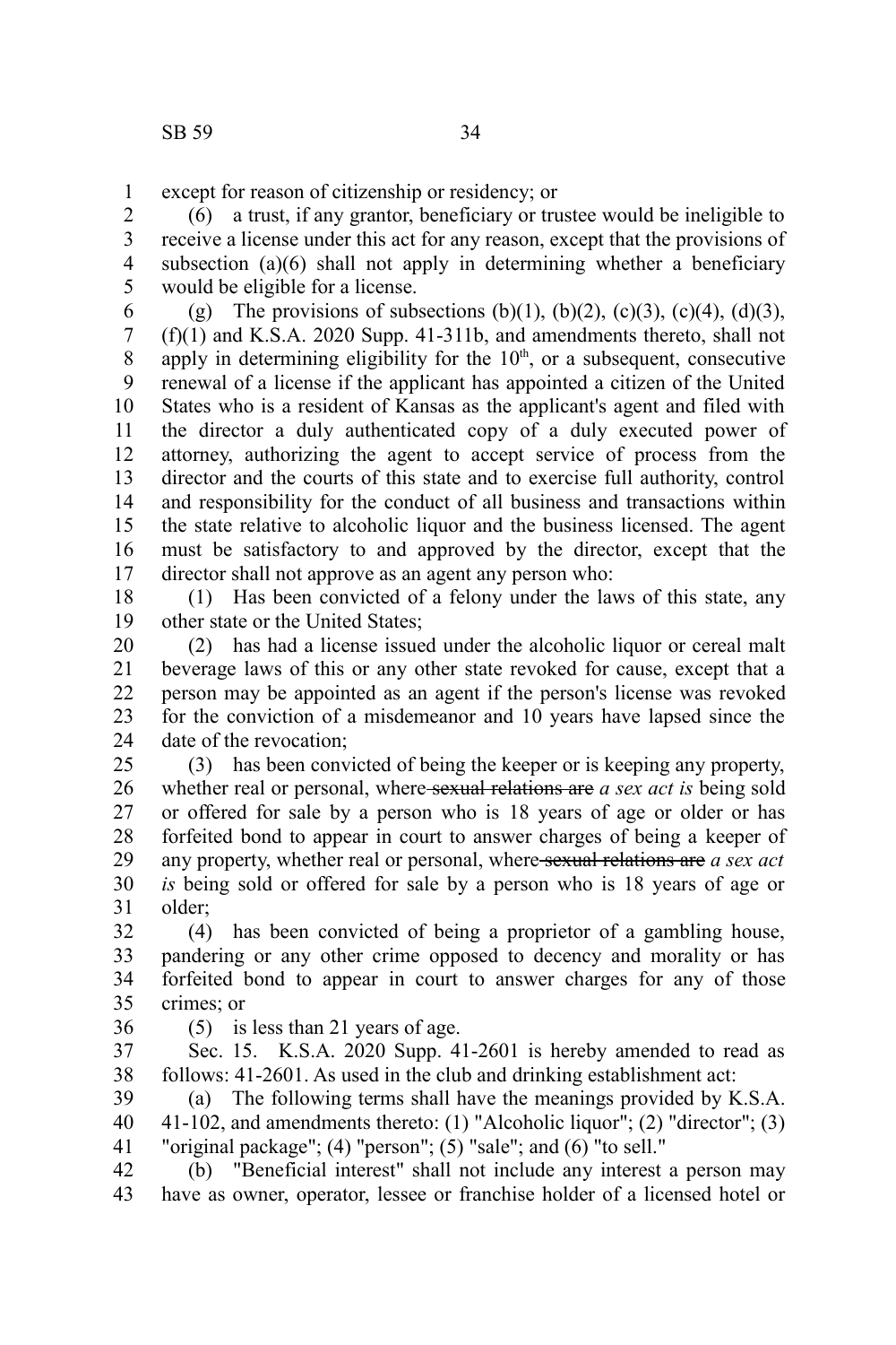except for reason of citizenship or residency; or

(6) a trust, if any grantor, beneficiary or trustee would be ineligible to receive a license under this act for any reason, except that the provisions of subsection (a)(6) shall not apply in determining whether a beneficiary would be eligible for a license.

(g) The provisions of subsections (b)(1), (b)(2), (c)(3), (c)(4), (d)(3), (f)(1) and K.S.A. 2020 Supp. 41-311b, and amendments thereto, shall not apply in determining eligibility for the 10th, or a subsequent, consecutive renewal of a license if the applicant has appointed a citizen of the United States who is a resident of Kansas as the applicant's agent and filed with the director a duly authenticated copy of a duly executed power of attorney, authorizing the agent to accept service of process from the director and the courts of this state and to exercise full authority, control and responsibility for the conduct of all business and transactions within the state relative to alcoholic liquor and the business licensed. The agent must be satisfactory to and approved by the director, except that the director shall not approve as an agent any person who:

(1) Has been convicted of a felony under the laws of this state, any other state or the United States;

(2) has had a license issued under the alcoholic liquor or cereal malt beverage laws of this or any other state revoked for cause, except that a person may be appointed as an agent if the person's license was revoked for the conviction of a misdemeanor and 10 years have lapsed since the date of the revocation;

(3) has been convicted of being the keeper or is keeping any property, whether real or personal, where ~~sexual relations are~~ *a sex act is* being sold or offered for sale by a person who is 18 years of age or older or has forfeited bond to appear in court to answer charges of being a keeper of any property, whether real or personal, where ~~sexual relations are~~ *a sex act is* being sold or offered for sale by a person who is 18 years of age or older;

(4) has been convicted of being a proprietor of a gambling house, pandering or any other crime opposed to decency and morality or has forfeited bond to appear in court to answer charges for any of those crimes; or

(5) is less than 21 years of age.

Sec. 15. K.S.A. 2020 Supp. 41-2601 is hereby amended to read as follows: 41-2601. As used in the club and drinking establishment act:

(a) The following terms shall have the meanings provided by K.S.A. 41-102, and amendments thereto: (1) "Alcoholic liquor"; (2) "director"; (3) "original package"; (4) "person"; (5) "sale"; and (6) "to sell."

(b) "Beneficial interest" shall not include any interest a person may have as owner, operator, lessee or franchise holder of a licensed hotel or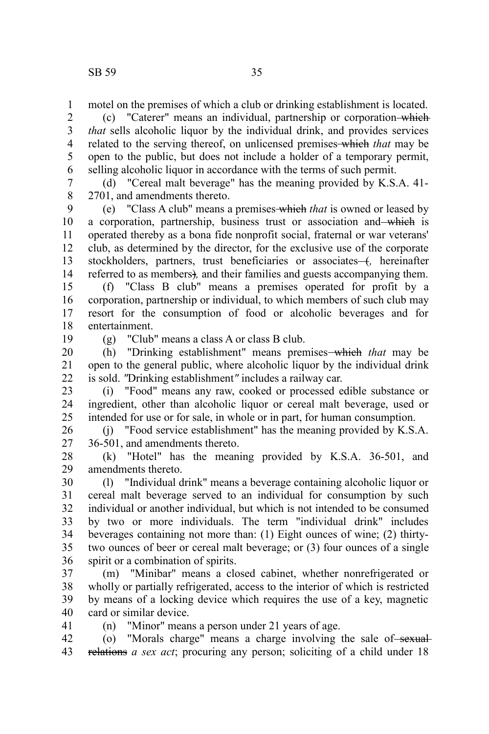motel on the premises of which a club or drinking establishment is located.

(c) "Caterer" means an individual, partnership or corporation ~~which~~ *that* sells alcoholic liquor by the individual drink, and provides services related to the serving thereof, on unlicensed premises ~~which~~ *that* may be open to the public, but does not include a holder of a temporary permit, selling alcoholic liquor in accordance with the terms of such permit.

(d) "Cereal malt beverage" has the meaning provided by K.S.A. 41-2701, and amendments thereto.

(e) "Class A club" means a premises ~~which~~ *that* is owned or leased by a corporation, partnership, business trust or association and ~~which~~ is operated thereby as a bona fide nonprofit social, fraternal or war veterans' club, as determined by the director, for the exclusive use of the corporate stockholders, partners, trust beneficiaries or associates ~~(~~*,* hereinafter referred to as members~~)~~*,* and their families and guests accompanying them.

(f) "Class B club" means a premises operated for profit by a corporation, partnership or individual, to which members of such club may resort for the consumption of food or alcoholic beverages and for entertainment.

(g) "Club" means a class A or class B club.

(h) "Drinking establishment" means premises ~~which~~ *that* may be open to the general public, where alcoholic liquor by the individual drink is sold. *"Drinking establishment" includes a railway car.*

(i) "Food" means any raw, cooked or processed edible substance or ingredient, other than alcoholic liquor or cereal malt beverage, used or intended for use or for sale, in whole or in part, for human consumption.

(j) "Food service establishment" has the meaning provided by K.S.A. 36-501, and amendments thereto.

(k) "Hotel" has the meaning provided by K.S.A. 36-501, and amendments thereto.

(l) "Individual drink" means a beverage containing alcoholic liquor or cereal malt beverage served to an individual for consumption by such individual or another individual, but which is not intended to be consumed by two or more individuals. The term "individual drink" includes beverages containing not more than: (1) Eight ounces of wine; (2) thirty-two ounces of beer or cereal malt beverage; or (3) four ounces of a single spirit or a combination of spirits.

(m) "Minibar" means a closed cabinet, whether nonrefrigerated or wholly or partially refrigerated, access to the interior of which is restricted by means of a locking device which requires the use of a key, magnetic card or similar device.

(n) "Minor" means a person under 21 years of age.

(o) "Morals charge" means a charge involving the sale of ~~sexual relations~~ *a sex act*; procuring any person; soliciting of a child under 18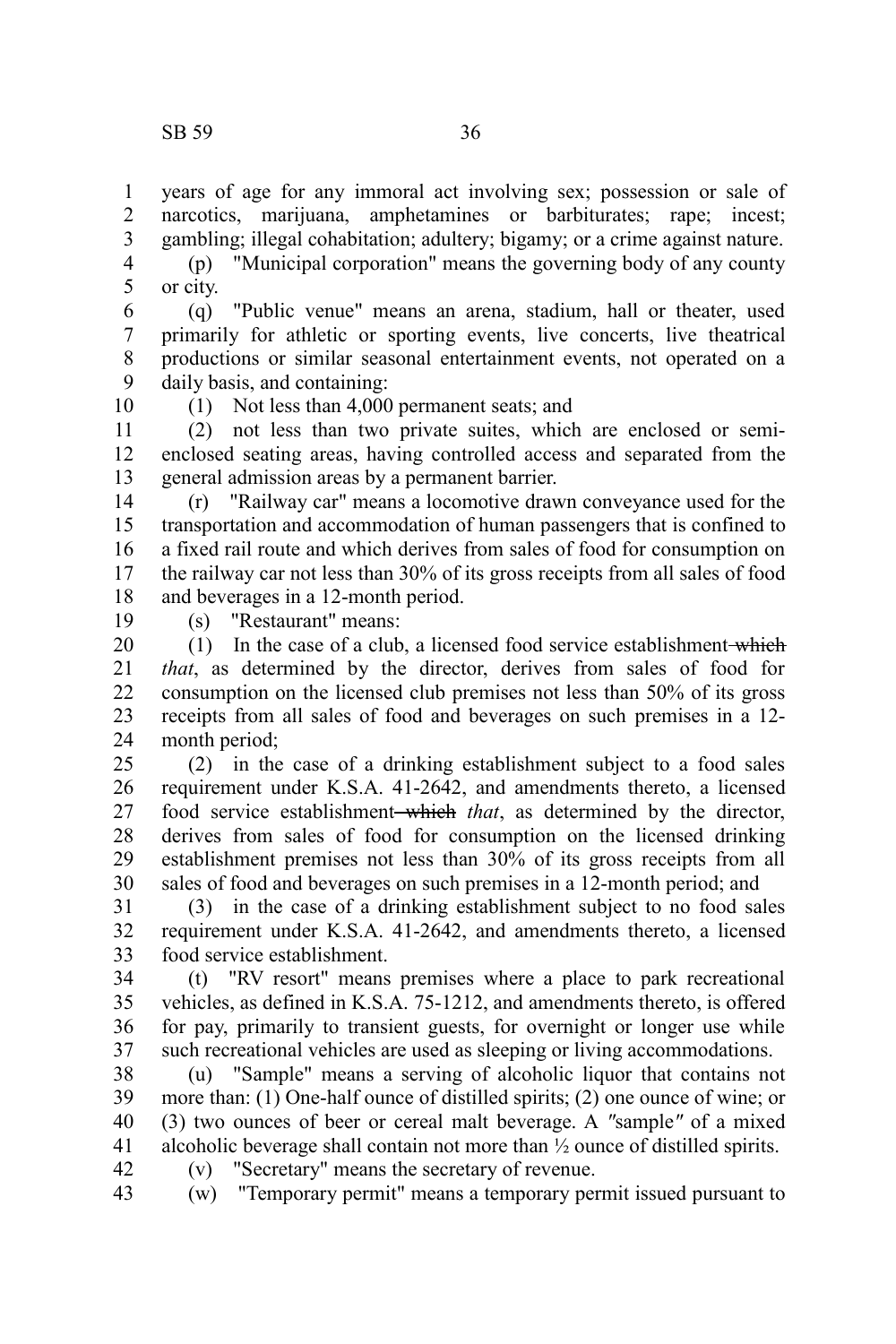years of age for any immoral act involving sex; possession or sale of narcotics, marijuana, amphetamines or barbiturates; rape; incest; gambling; illegal cohabitation; adultery; bigamy; or a crime against nature.

(p) "Municipal corporation" means the governing body of any county or city.

(q) "Public venue" means an arena, stadium, hall or theater, used primarily for athletic or sporting events, live concerts, live theatrical productions or similar seasonal entertainment events, not operated on a daily basis, and containing:

(1) Not less than 4,000 permanent seats; and

(2) not less than two private suites, which are enclosed or semi-enclosed seating areas, having controlled access and separated from the general admission areas by a permanent barrier.

(r) "Railway car" means a locomotive drawn conveyance used for the transportation and accommodation of human passengers that is confined to a fixed rail route and which derives from sales of food for consumption on the railway car not less than 30% of its gross receipts from all sales of food and beverages in a 12-month period.

(s) "Restaurant" means:

(1) In the case of a club, a licensed food service establishment ~~which~~ *that*, as determined by the director, derives from sales of food for consumption on the licensed club premises not less than 50% of its gross receipts from all sales of food and beverages on such premises in a 12-month period;

(2) in the case of a drinking establishment subject to a food sales requirement under K.S.A. 41-2642, and amendments thereto, a licensed food service establishment ~~which~~ *that*, as determined by the director, derives from sales of food for consumption on the licensed drinking establishment premises not less than 30% of its gross receipts from all sales of food and beverages on such premises in a 12-month period; and

(3) in the case of a drinking establishment subject to no food sales requirement under K.S.A. 41-2642, and amendments thereto, a licensed food service establishment.

(t) "RV resort" means premises where a place to park recreational vehicles, as defined in K.S.A. 75-1212, and amendments thereto, is offered for pay, primarily to transient guests, for overnight or longer use while such recreational vehicles are used as sleeping or living accommodations.

(u) "Sample" means a serving of alcoholic liquor that contains not more than: (1) One-half ounce of distilled spirits; (2) one ounce of wine; or (3) two ounces of beer or cereal malt beverage. A "sample" of a mixed alcoholic beverage shall contain not more than ½ ounce of distilled spirits.

(v) "Secretary" means the secretary of revenue.

(w) "Temporary permit" means a temporary permit issued pursuant to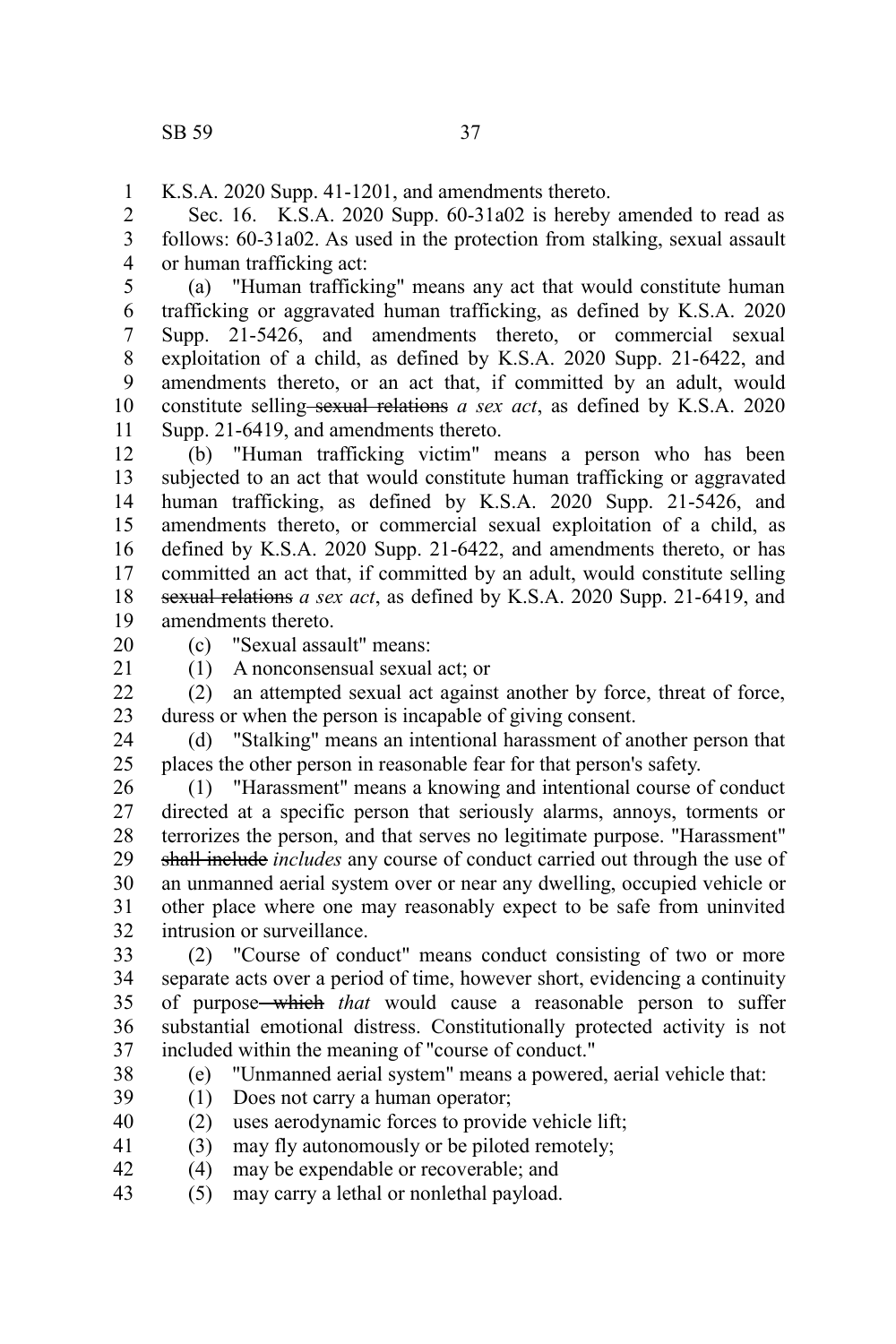K.S.A. 2020 Supp. 41-1201, and amendments thereto.

Sec. 16. K.S.A. 2020 Supp. 60-31a02 is hereby amended to read as follows: 60-31a02. As used in the protection from stalking, sexual assault or human trafficking act:

(a) "Human trafficking" means any act that would constitute human trafficking or aggravated human trafficking, as defined by K.S.A. 2020 Supp. 21-5426, and amendments thereto, or commercial sexual exploitation of a child, as defined by K.S.A. 2020 Supp. 21-6422, and amendments thereto, or an act that, if committed by an adult, would constitute selling ~~sexual relations~~ *a sex act*, as defined by K.S.A. 2020 Supp. 21-6419, and amendments thereto.

(b) "Human trafficking victim" means a person who has been subjected to an act that would constitute human trafficking or aggravated human trafficking, as defined by K.S.A. 2020 Supp. 21-5426, and amendments thereto, or commercial sexual exploitation of a child, as defined by K.S.A. 2020 Supp. 21-6422, and amendments thereto, or has committed an act that, if committed by an adult, would constitute selling ~~sexual relations~~ *a sex act*, as defined by K.S.A. 2020 Supp. 21-6419, and amendments thereto.

(c) "Sexual assault" means:

(1) A nonconsensual sexual act; or

(2) an attempted sexual act against another by force, threat of force, duress or when the person is incapable of giving consent.

(d) "Stalking" means an intentional harassment of another person that places the other person in reasonable fear for that person's safety.

(1) "Harassment" means a knowing and intentional course of conduct directed at a specific person that seriously alarms, annoys, torments or terrorizes the person, and that serves no legitimate purpose. "Harassment" ~~shall include~~ *includes* any course of conduct carried out through the use of an unmanned aerial system over or near any dwelling, occupied vehicle or other place where one may reasonably expect to be safe from uninvited intrusion or surveillance.

(2) "Course of conduct" means conduct consisting of two or more separate acts over a period of time, however short, evidencing a continuity of purpose ~~which~~ *that* would cause a reasonable person to suffer substantial emotional distress. Constitutionally protected activity is not included within the meaning of "course of conduct."

(e) "Unmanned aerial system" means a powered, aerial vehicle that:

(1) Does not carry a human operator;

(2) uses aerodynamic forces to provide vehicle lift;

(3) may fly autonomously or be piloted remotely;

(4) may be expendable or recoverable; and

(5) may carry a lethal or nonlethal payload.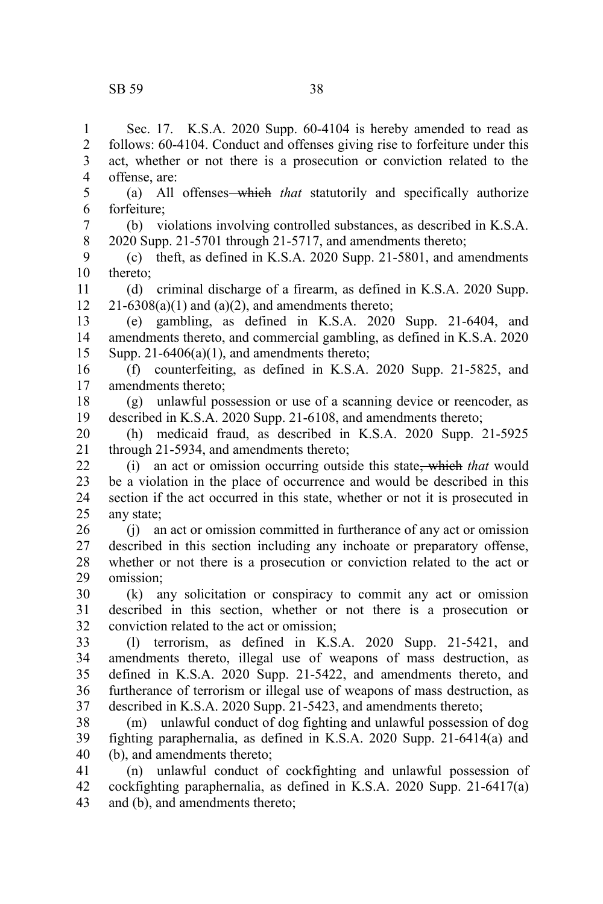Sec. 17. K.S.A. 2020 Supp. 60-4104 is hereby amended to read as follows: 60-4104. Conduct and offenses giving rise to forfeiture under this act, whether or not there is a prosecution or conviction related to the offense, are:

(a) All offenses ~~which~~ *that* statutorily and specifically authorize forfeiture;

(b) violations involving controlled substances, as described in K.S.A. 2020 Supp. 21-5701 through 21-5717, and amendments thereto;

(c) theft, as defined in K.S.A. 2020 Supp. 21-5801, and amendments thereto;

(d) criminal discharge of a firearm, as defined in K.S.A. 2020 Supp. 21-6308(a)(1) and (a)(2), and amendments thereto;

(e) gambling, as defined in K.S.A. 2020 Supp. 21-6404, and amendments thereto, and commercial gambling, as defined in K.S.A. 2020 Supp. 21-6406(a)(1), and amendments thereto;

(f) counterfeiting, as defined in K.S.A. 2020 Supp. 21-5825, and amendments thereto;

(g) unlawful possession or use of a scanning device or reencoder, as described in K.S.A. 2020 Supp. 21-6108, and amendments thereto;

(h) medicaid fraud, as described in K.S.A. 2020 Supp. 21-5925 through 21-5934, and amendments thereto;

(i) an act or omission occurring outside this state~~, which~~ *that* would be a violation in the place of occurrence and would be described in this section if the act occurred in this state, whether or not it is prosecuted in any state;

(j) an act or omission committed in furtherance of any act or omission described in this section including any inchoate or preparatory offense, whether or not there is a prosecution or conviction related to the act or omission;

(k) any solicitation or conspiracy to commit any act or omission described in this section, whether or not there is a prosecution or conviction related to the act or omission;

(l) terrorism, as defined in K.S.A. 2020 Supp. 21-5421, and amendments thereto, illegal use of weapons of mass destruction, as defined in K.S.A. 2020 Supp. 21-5422, and amendments thereto, and furtherance of terrorism or illegal use of weapons of mass destruction, as described in K.S.A. 2020 Supp. 21-5423, and amendments thereto;

(m) unlawful conduct of dog fighting and unlawful possession of dog fighting paraphernalia, as defined in K.S.A. 2020 Supp. 21-6414(a) and (b), and amendments thereto;

(n) unlawful conduct of cockfighting and unlawful possession of cockfighting paraphernalia, as defined in K.S.A. 2020 Supp. 21-6417(a) and (b), and amendments thereto;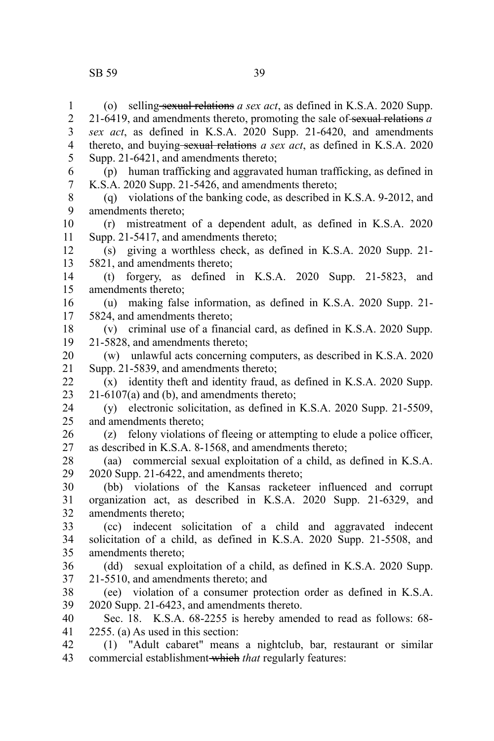(o) selling ~~sexual relations~~ *a sex act*, as defined in K.S.A. 2020 Supp. 21-6419, and amendments thereto, promoting the sale of ~~sexual relations~~ *a sex act*, as defined in K.S.A. 2020 Supp. 21-6420, and amendments thereto, and buying ~~sexual relations~~ *a sex act*, as defined in K.S.A. 2020 Supp. 21-6421, and amendments thereto;

(p) human trafficking and aggravated human trafficking, as defined in K.S.A. 2020 Supp. 21-5426, and amendments thereto;

(q) violations of the banking code, as described in K.S.A. 9-2012, and amendments thereto;

(r) mistreatment of a dependent adult, as defined in K.S.A. 2020 Supp. 21-5417, and amendments thereto;

(s) giving a worthless check, as defined in K.S.A. 2020 Supp. 21-5821, and amendments thereto;

(t) forgery, as defined in K.S.A. 2020 Supp. 21-5823, and amendments thereto;

(u) making false information, as defined in K.S.A. 2020 Supp. 21-5824, and amendments thereto;

(v) criminal use of a financial card, as defined in K.S.A. 2020 Supp. 21-5828, and amendments thereto;

(w) unlawful acts concerning computers, as described in K.S.A. 2020 Supp. 21-5839, and amendments thereto;

(x) identity theft and identity fraud, as defined in K.S.A. 2020 Supp. 21-6107(a) and (b), and amendments thereto;

(y) electronic solicitation, as defined in K.S.A. 2020 Supp. 21-5509, and amendments thereto;

(z) felony violations of fleeing or attempting to elude a police officer, as described in K.S.A. 8-1568, and amendments thereto;

(aa) commercial sexual exploitation of a child, as defined in K.S.A. 2020 Supp. 21-6422, and amendments thereto;

(bb) violations of the Kansas racketeer influenced and corrupt organization act, as described in K.S.A. 2020 Supp. 21-6329, and amendments thereto;

(cc) indecent solicitation of a child and aggravated indecent solicitation of a child, as defined in K.S.A. 2020 Supp. 21-5508, and amendments thereto;

(dd) sexual exploitation of a child, as defined in K.S.A. 2020 Supp. 21-5510, and amendments thereto; and

(ee) violation of a consumer protection order as defined in K.S.A. 2020 Supp. 21-6423, and amendments thereto.

Sec. 18. K.S.A. 68-2255 is hereby amended to read as follows: 68-2255. (a) As used in this section:

(1) "Adult cabaret" means a nightclub, bar, restaurant or similar commercial establishment ~~which~~ *that* regularly features: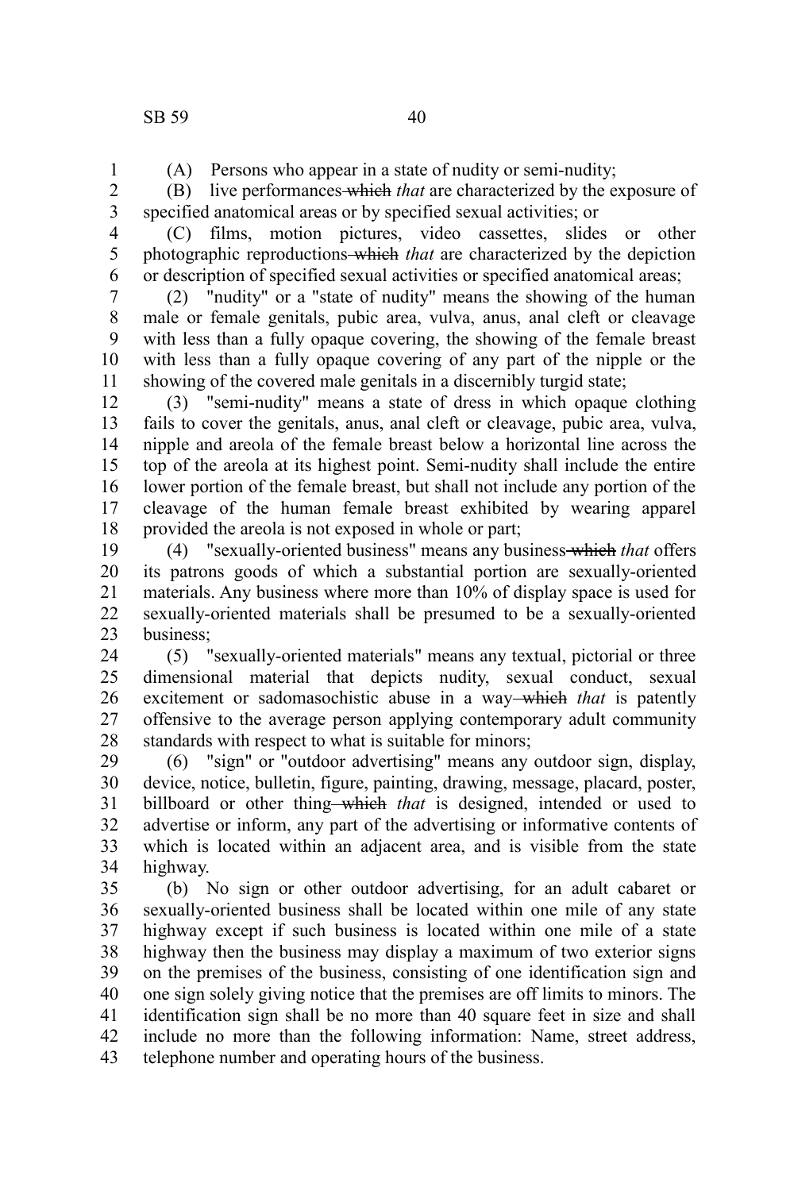(A) Persons who appear in a state of nudity or semi-nudity;

(B) live performances ~~which~~ *that* are characterized by the exposure of specified anatomical areas or by specified sexual activities; or

(C) films, motion pictures, video cassettes, slides or other photographic reproductions ~~which~~ *that* are characterized by the depiction or description of specified sexual activities or specified anatomical areas;

(2) "nudity" or a "state of nudity" means the showing of the human male or female genitals, pubic area, vulva, anus, anal cleft or cleavage with less than a fully opaque covering, the showing of the female breast with less than a fully opaque covering of any part of the nipple or the showing of the covered male genitals in a discernibly turgid state;

(3) "semi-nudity" means a state of dress in which opaque clothing fails to cover the genitals, anus, anal cleft or cleavage, pubic area, vulva, nipple and areola of the female breast below a horizontal line across the top of the areola at its highest point. Semi-nudity shall include the entire lower portion of the female breast, but shall not include any portion of the cleavage of the human female breast exhibited by wearing apparel provided the areola is not exposed in whole or part;

(4) "sexually-oriented business" means any business ~~which~~ *that* offers its patrons goods of which a substantial portion are sexually-oriented materials. Any business where more than 10% of display space is used for sexually-oriented materials shall be presumed to be a sexually-oriented business;

(5) "sexually-oriented materials" means any textual, pictorial or three dimensional material that depicts nudity, sexual conduct, sexual excitement or sadomasochistic abuse in a way ~~which~~ *that* is patently offensive to the average person applying contemporary adult community standards with respect to what is suitable for minors;

(6) "sign" or "outdoor advertising" means any outdoor sign, display, device, notice, bulletin, figure, painting, drawing, message, placard, poster, billboard or other thing ~~which~~ *that* is designed, intended or used to advertise or inform, any part of the advertising or informative contents of which is located within an adjacent area, and is visible from the state highway.

(b) No sign or other outdoor advertising, for an adult cabaret or sexually-oriented business shall be located within one mile of any state highway except if such business is located within one mile of a state highway then the business may display a maximum of two exterior signs on the premises of the business, consisting of one identification sign and one sign solely giving notice that the premises are off limits to minors. The identification sign shall be no more than 40 square feet in size and shall include no more than the following information: Name, street address, telephone number and operating hours of the business.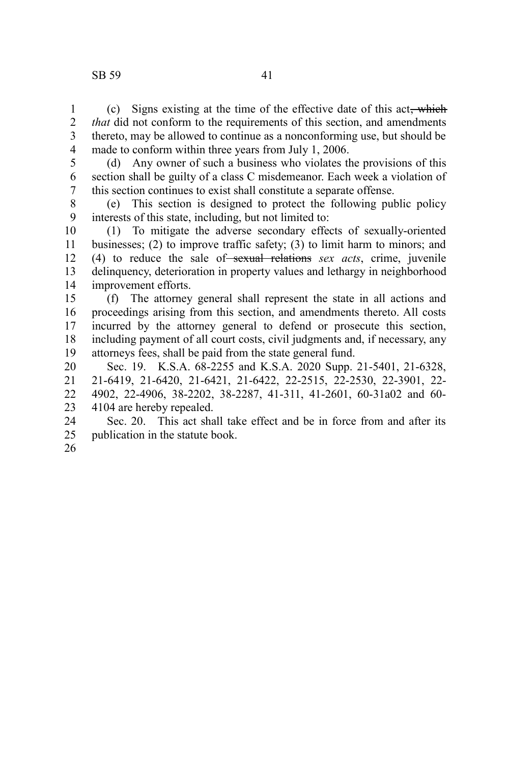(c) Signs existing at the time of the effective date of this act~~, which~~ *that* did not conform to the requirements of this section, and amendments thereto, may be allowed to continue as a nonconforming use, but should be made to conform within three years from July 1, 2006.

(d) Any owner of such a business who violates the provisions of this section shall be guilty of a class C misdemeanor. Each week a violation of this section continues to exist shall constitute a separate offense.

(e) This section is designed to protect the following public policy interests of this state, including, but not limited to:

(1) To mitigate the adverse secondary effects of sexually-oriented businesses; (2) to improve traffic safety; (3) to limit harm to minors; and (4) to reduce the sale of ~~sexual relations~~ *sex acts*, crime, juvenile delinquency, deterioration in property values and lethargy in neighborhood improvement efforts.

(f) The attorney general shall represent the state in all actions and proceedings arising from this section, and amendments thereto. All costs incurred by the attorney general to defend or prosecute this section, including payment of all court costs, civil judgments and, if necessary, any attorneys fees, shall be paid from the state general fund.

Sec. 19. K.S.A. 68-2255 and K.S.A. 2020 Supp. 21-5401, 21-6328, 21-6419, 21-6420, 21-6421, 21-6422, 22-2515, 22-2530, 22-3901, 22-4902, 22-4906, 38-2202, 38-2287, 41-311, 41-2601, 60-31a02 and 60-4104 are hereby repealed.

Sec. 20. This act shall take effect and be in force from and after its publication in the statute book.